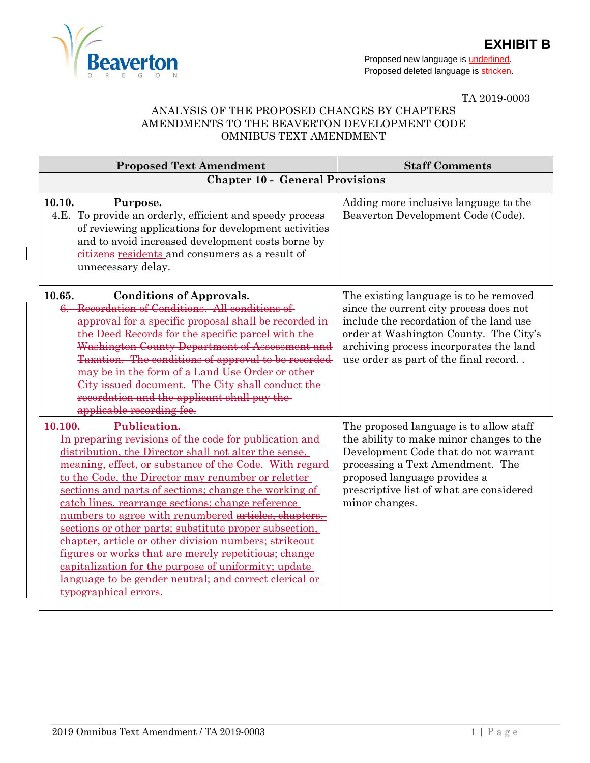# EXHIBIT B

Proposed new language is underlined.
Proposed deleted language is ~~stricken~~.

TA 2019-0003

ANALYSIS OF THE PROPOSED CHANGES BY CHAPTERS
AMENDMENTS TO THE BEAVERTON DEVELOPMENT CODE
OMNIBUS TEXT AMENDMENT

| Proposed Text Amendment | Staff Comments |
|---|---|
| **Chapter 10 - General Provisions** | |
| **10.10. Purpose.** 4.E. To provide an orderly, efficient and speedy process of reviewing applications for development activities and to avoid increased development costs borne by ~~citizens~~ <u>residents</u> and consumers as a result of unnecessary delay. | Adding more inclusive language to the Beaverton Development Code (Code). |
| **10.65. Conditions of Approvals.** ~~6. Recordation of Conditions. All conditions of approval for a specific proposal shall be recorded in the Deed Records for the specific parcel with the Washington County Department of Assessment and Taxation. The conditions of approval to be recorded may be in the form of a Land Use Order or other City issued document. The City shall conduct the recordation and the applicant shall pay the applicable recording fee.~~ | The existing language is to be removed since the current city process does not include the recordation of the land use order at Washington County. The City's archiving process incorporates the land use order as part of the final record. . |
| <u>**10.100. Publication.**</u> <u>In preparing revisions of the code for publication and distribution, the Director shall not alter the sense, meaning, effect, or substance of the Code. With regard to the Code, the Director may renumber or reletter sections and parts of sections;</u> ~~change the working of catch lines,~~ <u>rearrange sections; change reference numbers to agree with renumbered</u> ~~articles, chapters,~~ <u>sections or other parts; substitute proper subsection, chapter, article or other division numbers; strikeout figures or works that are merely repetitious; change capitalization for the purpose of uniformity; update language to be gender neutral; and correct clerical or typographical errors.</u> | The proposed language is to allow staff the ability to make minor changes to the Development Code that do not warrant processing a Text Amendment. The proposed language provides a prescriptive list of what are considered minor changes. |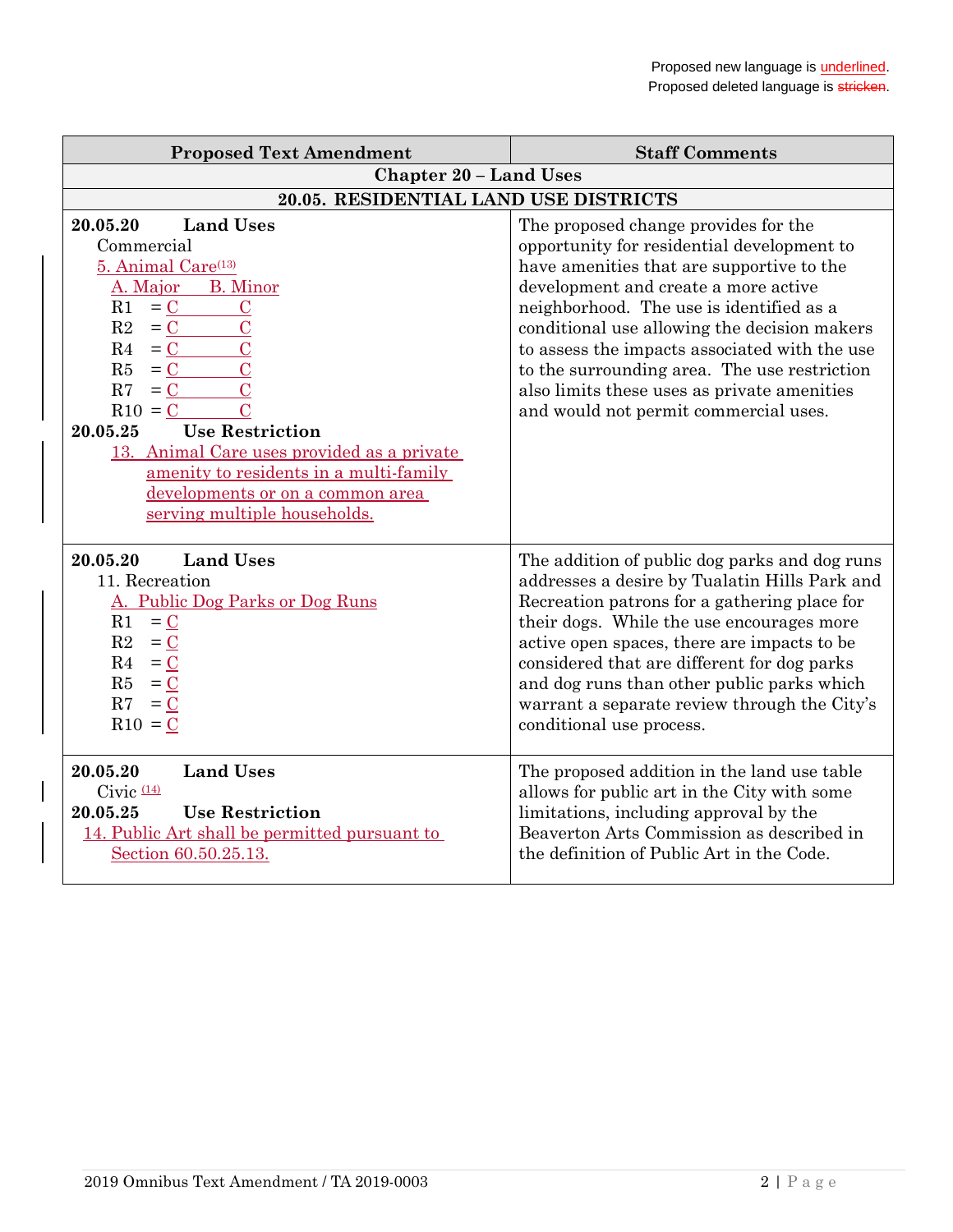Proposed new language is underlined.
Proposed deleted language is ~~stricken~~.

| Proposed Text Amendment | Staff Comments |
|---|---|
| **Chapter 20 – Land Uses** | |
| **20.05. RESIDENTIAL LAND USE DISTRICTS** | |
| **20.05.20 Land Uses**<br>Commercial<br><u>5. Animal Care[(13)]</u><br><u>A. Major B. Minor</u><br>R1 = <u>C</u> <u>C</u><br>R2 = <u>C</u> <u>C</u><br>R4 = <u>C</u> <u>C</u><br>R5 = <u>C</u> <u>C</u><br>R7 = <u>C</u> <u>C</u><br>R10 = <u>C</u> <u>C</u><br>**20.05.25 Use Restriction**<br><u>13. Animal Care uses provided as a private amenity to residents in a multi-family developments or on a common area serving multiple households.</u> | The proposed change provides for the opportunity for residential development to have amenities that are supportive to the development and create a more active neighborhood. The use is identified as a conditional use allowing the decision makers to assess the impacts associated with the use to the surrounding area. The use restriction also limits these uses as private amenities and would not permit commercial uses. |
| **20.05.20 Land Uses**<br>11. Recreation<br><u>A. Public Dog Parks or Dog Runs</u><br>R1 = <u>C</u><br>R2 = <u>C</u><br>R4 = <u>C</u><br>R5 = <u>C</u><br>R7 = <u>C</u><br>R10 = <u>C</u> | The addition of public dog parks and dog runs addresses a desire by Tualatin Hills Park and Recreation patrons for a gathering place for their dogs. While the use encourages more active open spaces, there are impacts to be considered that are different for dog parks and dog runs than other public parks which warrant a separate review through the City's conditional use process. |
| **20.05.20 Land Uses**<br>Civic <u>[(14)]</u><br>**20.05.25 Use Restriction**<br><u>14. Public Art shall be permitted pursuant to Section 60.50.25.13.</u> | The proposed addition in the land use table allows for public art in the City with some limitations, including approval by the Beaverton Arts Commission as described in the definition of Public Art in the Code. |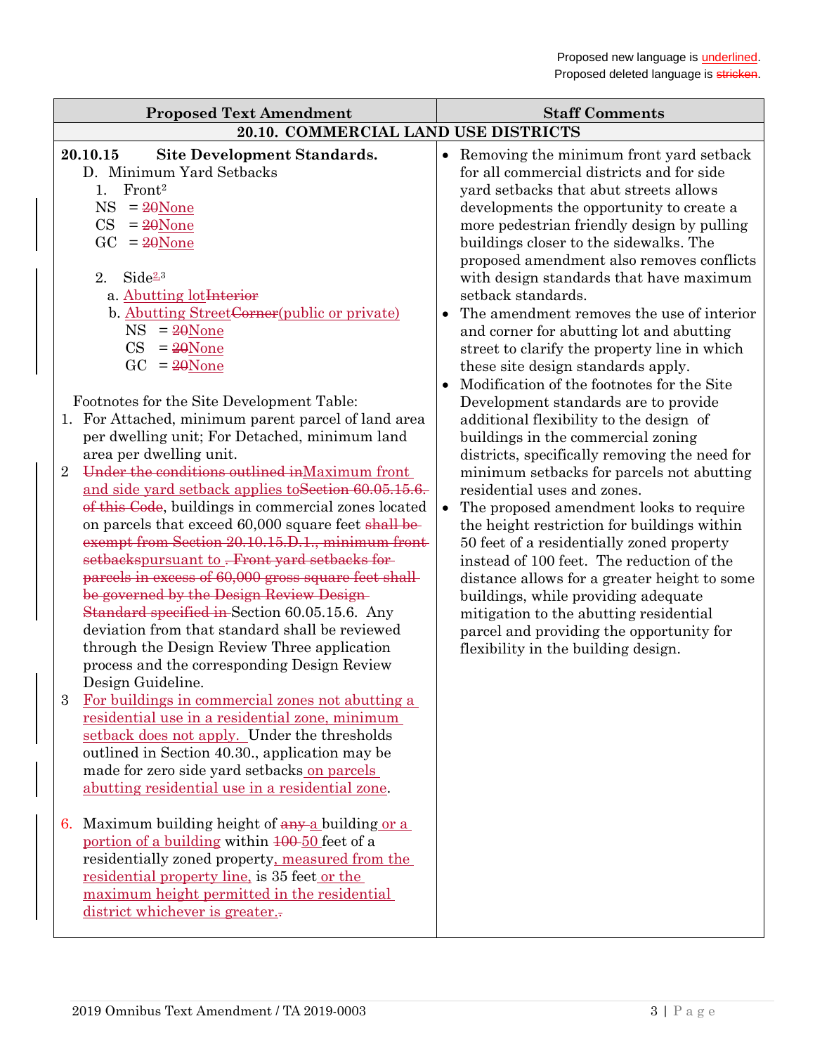Proposed new language is underlined.
Proposed deleted language is ~~stricken~~.

| Proposed Text Amendment | Staff Comments |
|---|---|
| **20.10. COMMERCIAL LAND USE DISTRICTS** | |
| **20.10.15 Site Development Standards.**<br>D. Minimum Yard Setbacks<br>1. Front[2]<br>NS = ~~20~~None<br>CS = ~~20~~None<br>GC = ~~20~~None<br><br>2. Side~~2,~~[3]<br>a. Abutting lot~~Interior~~<br>b. Abutting Street~~Corner~~(public or private)<br>NS = ~~20~~None<br>CS = ~~20~~None<br>GC = ~~20~~None<br><br>Footnotes for the Site Development Table:<br>1. For Attached, minimum parent parcel of land area per dwelling unit; For Detached, minimum land area per dwelling unit.<br>2 ~~Under the conditions outlined in~~Maximum front and side yard setback applies to~~Section 60.05.15.6. of this Code~~, buildings in commercial zones located on parcels that exceed 60,000 square feet ~~shall be exempt from Section 20.10.15.D.1., minimum front setbacks~~pursuant to ~~. Front yard setbacks for parcels in excess of 60,000 gross square feet shall be governed by the Design Review Design Standard specified in~~ Section 60.05.15.6. Any deviation from that standard shall be reviewed through the Design Review Three application process and the corresponding Design Review Design Guideline.<br>3 For buildings in commercial zones not abutting a residential use in a residential zone, minimum setback does not apply. Under the thresholds outlined in Section 40.30., application may be made for zero side yard setbacks on parcels abutting residential use in a residential zone.<br><br>6. Maximum building height of ~~any~~ a building or a portion of a building within ~~100~~ 50 feet of a residentially zoned property, measured from the residential property line, is 35 feet or the maximum height permitted in the residential district whichever is greater.~~.~~ | • Removing the minimum front yard setback for all commercial districts and for side yard setbacks that abut streets allows developments the opportunity to create a more pedestrian friendly design by pulling buildings closer to the sidewalks. The proposed amendment also removes conflicts with design standards that have maximum setback standards.<br>• The amendment removes the use of interior and corner for abutting lot and abutting street to clarify the property line in which these site design standards apply.<br>• Modification of the footnotes for the Site Development standards are to provide additional flexibility to the design of buildings in the commercial zoning districts, specifically removing the need for minimum setbacks for parcels not abutting residential uses and zones.<br>• The proposed amendment looks to require the height restriction for buildings within 50 feet of a residentially zoned property instead of 100 feet. The reduction of the distance allows for a greater height to some buildings, while providing adequate mitigation to the abutting residential parcel and providing the opportunity for flexibility in the building design. |

2019 Omnibus Text Amendment / TA 2019-0003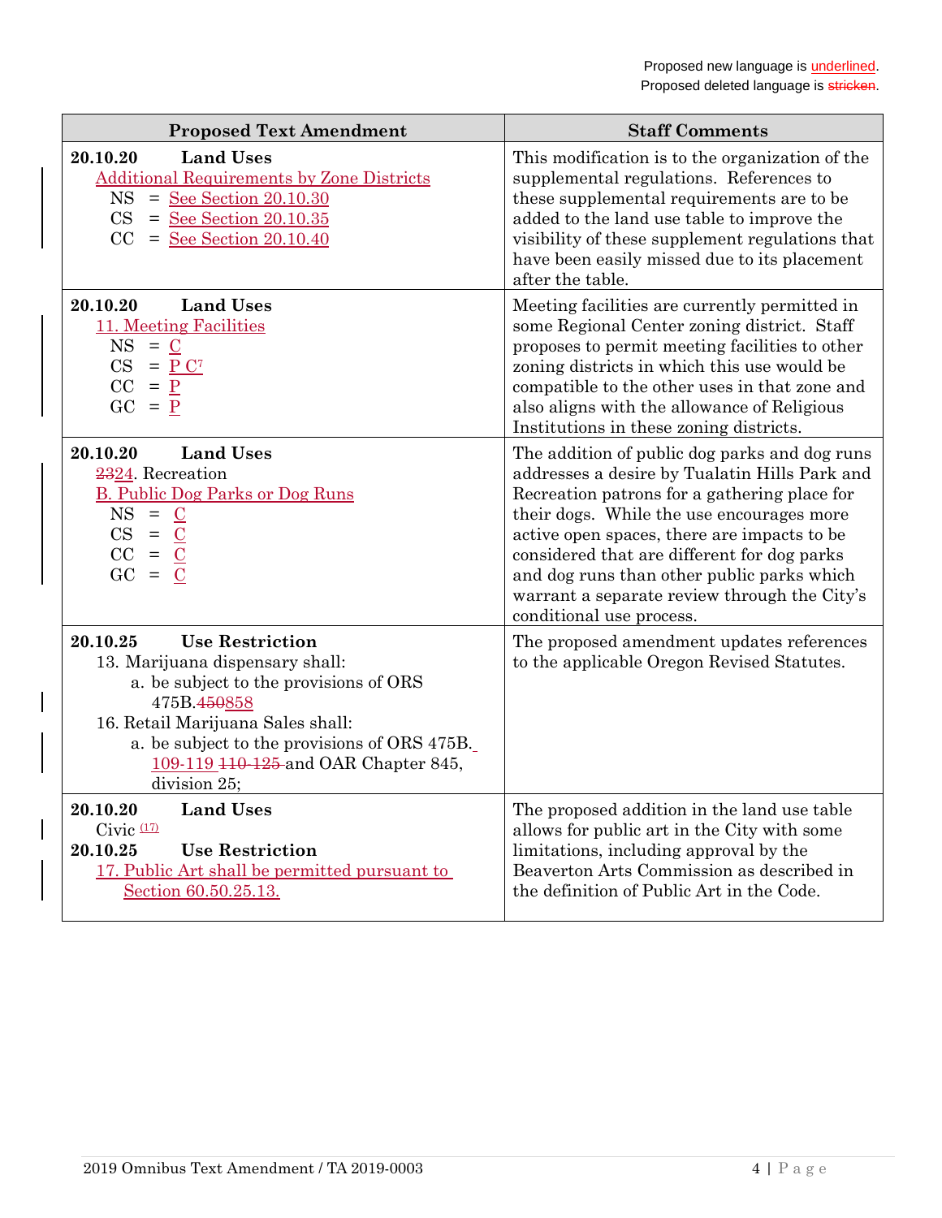Proposed new language is underlined.
Proposed deleted language is ~~stricken~~.

| Proposed Text Amendment | Staff Comments |
|---|---|
| **20.10.20 Land Uses**<br><u>Additional Requirements by Zone Districts</u><br>NS = <u>See Section 20.10.30</u><br>CS = <u>See Section 20.10.35</u><br>CC = <u>See Section 20.10.40</u> | This modification is to the organization of the supplemental regulations. References to these supplemental requirements are to be added to the land use table to improve the visibility of these supplement regulations that have been easily missed due to its placement after the table. |
| **20.10.20 Land Uses**<br><u>11. Meeting Facilities</u><br>NS = <u>C</u><br>CS = <u>P C[7]</u><br>CC = <u>P</u><br>GC = <u>P</u> | Meeting facilities are currently permitted in some Regional Center zoning district. Staff proposes to permit meeting facilities to other zoning districts in which this use would be compatible to the other uses in that zone and also aligns with the allowance of Religious Institutions in these zoning districts. |
| **20.10.20 Land Uses**<br>~~23~~<u>24</u>. Recreation<br><u>B. Public Dog Parks or Dog Runs</u><br>NS = <u>C</u><br>CS = <u>C</u><br>CC = <u>C</u><br>GC = <u>C</u> | The addition of public dog parks and dog runs addresses a desire by Tualatin Hills Park and Recreation patrons for a gathering place for their dogs. While the use encourages more active open spaces, there are impacts to be considered that are different for dog parks and dog runs than other public parks which warrant a separate review through the City's conditional use process. |
| **20.10.25 Use Restriction**<br>13. Marijuana dispensary shall:<br>a. be subject to the provisions of ORS 475B.~~450~~<u>858</u><br>16. Retail Marijuana Sales shall:<br>a. be subject to the provisions of ORS 475B.<u>109-119</u> ~~110-125~~ and OAR Chapter 845, division 25; | The proposed amendment updates references to the applicable Oregon Revised Statutes. |
| **20.10.20 Land Uses**<br>Civic <u>(17)</u><br>**20.10.25 Use Restriction**<br><u>17. Public Art shall be permitted pursuant to Section 60.50.25.13.</u> | The proposed addition in the land use table allows for public art in the City with some limitations, including approval by the Beaverton Arts Commission as described in the definition of Public Art in the Code. |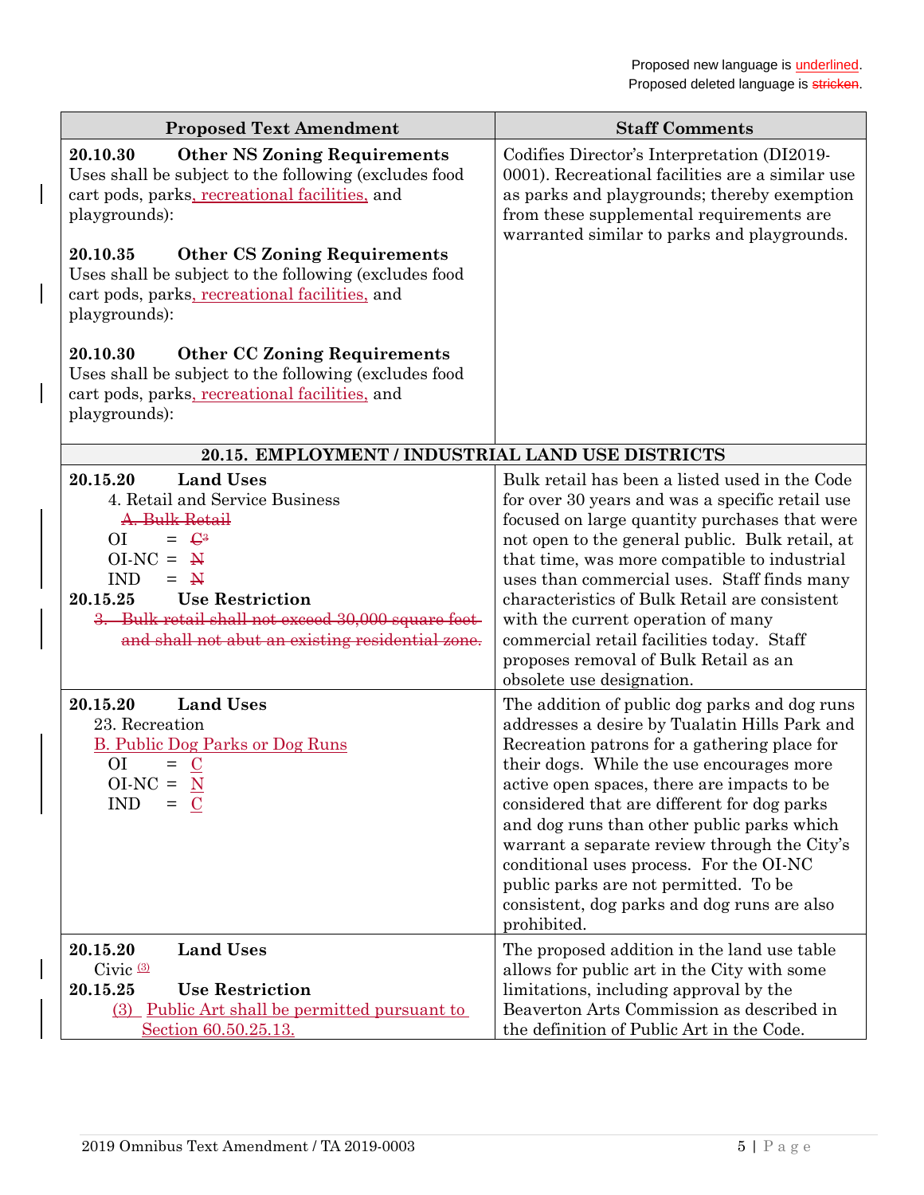Proposed new language is <u>underlined</u>.
Proposed deleted language is ~~stricken~~.

| Proposed Text Amendment | Staff Comments |
|---|---|
| **20.10.30 Other NS Zoning Requirements**<br>Uses shall be subject to the following (excludes food cart pods, parks<u>, recreational facilities,</u> and playgrounds):<br><br>**20.10.35 Other CS Zoning Requirements**<br>Uses shall be subject to the following (excludes food cart pods, parks<u>, recreational facilities,</u> and playgrounds):<br><br>**20.10.30 Other CC Zoning Requirements**<br>Uses shall be subject to the following (excludes food cart pods, parks<u>, recreational facilities,</u> and playgrounds): | Codifies Director's Interpretation (DI2019-0001). Recreational facilities are a similar use as parks and playgrounds; thereby exemption from these supplemental requirements are warranted similar to parks and playgrounds. |
| **20.15. EMPLOYMENT / INDUSTRIAL LAND USE DISTRICTS** | |
| **20.15.20 Land Uses**<br>4. Retail and Service Business<br>~~A. Bulk Retail~~<br>OI = ~~C[3]~~<br>OI-NC = ~~N~~<br>IND = ~~N~~<br>**20.15.25 Use Restriction**<br>~~3. Bulk retail shall not exceed 30,000 square feet and shall not abut an existing residential zone.~~ | Bulk retail has been a listed used in the Code for over 30 years and was a specific retail use focused on large quantity purchases that were not open to the general public. Bulk retail, at that time, was more compatible to industrial uses than commercial uses. Staff finds many characteristics of Bulk Retail are consistent with the current operation of many commercial retail facilities today. Staff proposes removal of Bulk Retail as an obsolete use designation. |
| **20.15.20 Land Uses**<br>23. Recreation<br><u>B. Public Dog Parks or Dog Runs</u><br>OI = <u>C</u><br>OI-NC = <u>N</u><br>IND = <u>C</u> | The addition of public dog parks and dog runs addresses a desire by Tualatin Hills Park and Recreation patrons for a gathering place for their dogs. While the use encourages more active open spaces, there are impacts to be considered that are different for dog parks and dog runs than other public parks which warrant a separate review through the City's conditional uses process. For the OI-NC public parks are not permitted. To be consistent, dog parks and dog runs are also prohibited. |
| **20.15.20 Land Uses**<br>Civic <u>[(3)]</u><br>**20.15.25 Use Restriction**<br><u>(3) Public Art shall be permitted pursuant to Section 60.50.25.13.</u> | The proposed addition in the land use table allows for public art in the City with some limitations, including approval by the Beaverton Arts Commission as described in the definition of Public Art in the Code. |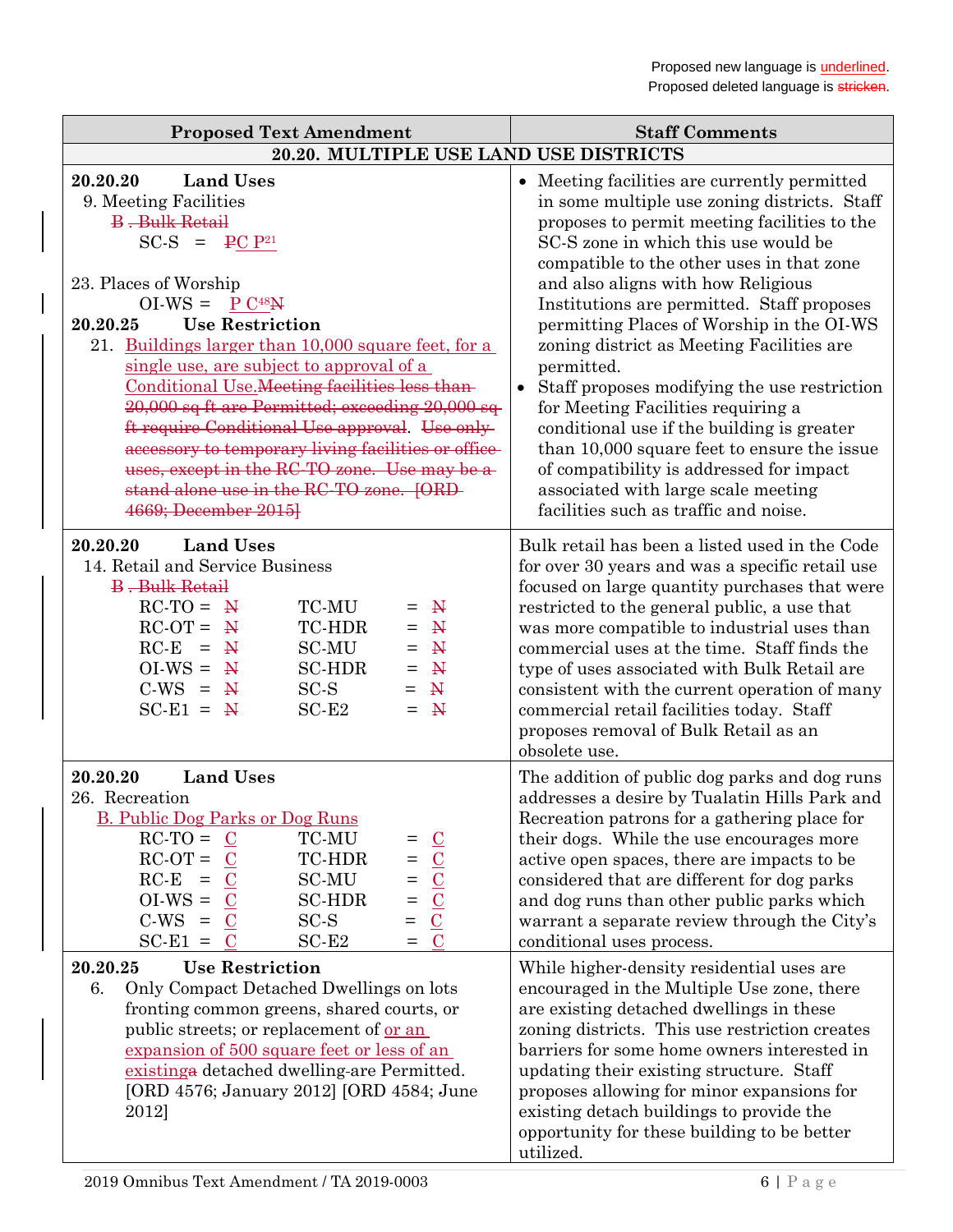Proposed new language is <u>underlined</u>.
Proposed deleted language is ~~stricken~~.

| Proposed Text Amendment | Staff Comments |
|---|---|
| **20.20. MULTIPLE USE LAND USE DISTRICTS** | |
| **20.20.20 Land Uses**<br>9. Meeting Facilities<br>~~B . Bulk Retail~~<br>SC-S = ~~P~~<u>C P[21]</u><br><br>23. Places of Worship<br>OI-WS = <u>P C[48]</u>~~N~~<br>**20.20.25 Use Restriction**<br>21. <u>Buildings larger than 10,000 square feet, for a single use, are subject to approval of a Conditional Use.</u>~~Meeting facilities less than 20,000 sq ft are Permitted; exceeding 20,000 sq ft require Conditional Use approval~~. ~~Use only accessory to temporary living facilities or office uses, except in the RC-TO zone. Use may be a stand alone use in the RC-TO zone. [ORD 4669; December 2015]~~ | • Meeting facilities are currently permitted in some multiple use zoning districts. Staff proposes to permit meeting facilities to the SC-S zone in which this use would be compatible to the other uses in that zone and also aligns with how Religious Institutions are permitted. Staff proposes permitting Places of Worship in the OI-WS zoning district as Meeting Facilities are permitted.<br>• Staff proposes modifying the use restriction for Meeting Facilities requiring a conditional use if the building is greater than 10,000 square feet to ensure the issue of compatibility is addressed for impact associated with large scale meeting facilities such as traffic and noise. |
| **20.20.20 Land Uses**<br>14. Retail and Service Business<br>~~B . Bulk Retail~~<br>RC-TO = ~~N~~ TC-MU = ~~N~~<br>RC-OT = ~~N~~ TC-HDR = ~~N~~<br>RC-E = ~~N~~ SC-MU = ~~N~~<br>OI-WS = ~~N~~ SC-HDR = ~~N~~<br>C-WS = ~~N~~ SC-S = ~~N~~<br>SC-E1 = ~~N~~ SC-E2 = ~~N~~ | Bulk retail has been a listed used in the Code for over 30 years and was a specific retail use focused on large quantity purchases that were restricted to the general public, a use that was more compatible to industrial uses than commercial uses at the time. Staff finds the type of uses associated with Bulk Retail are consistent with the current operation of many commercial retail facilities today. Staff proposes removal of Bulk Retail as an obsolete use. |
| **20.20.20 Land Uses**<br>26. Recreation<br><u>B. Public Dog Parks or Dog Runs</u><br>RC-TO = <u>C</u> TC-MU = <u>C</u><br>RC-OT = <u>C</u> TC-HDR = <u>C</u><br>RC-E = <u>C</u> SC-MU = <u>C</u><br>OI-WS = <u>C</u> SC-HDR = <u>C</u><br>C-WS = <u>C</u> SC-S = <u>C</u><br>SC-E1 = <u>C</u> SC-E2 = <u>C</u> | The addition of public dog parks and dog runs addresses a desire by Tualatin Hills Park and Recreation patrons for a gathering place for their dogs. While the use encourages more active open spaces, there are impacts to be considered that are different for dog parks and dog runs than other public parks which warrant a separate review through the City's conditional uses process. |
| **20.20.25 Use Restriction**<br>6. Only Compact Detached Dwellings on lots fronting common greens, shared courts, or public streets; or replacement of <u>or an expansion of 500 square feet or less of an existing</u>~~a~~ detached dwelling~~-are~~ Permitted. [ORD 4576; January 2012] [ORD 4584; June 2012] | While higher-density residential uses are encouraged in the Multiple Use zone, there are existing detached dwellings in these zoning districts. This use restriction creates barriers for some home owners interested in updating their existing structure. Staff proposes allowing for minor expansions for existing detach buildings to provide the opportunity for these building to be better utilized. |

2019 Omnibus Text Amendment / TA 2019-0003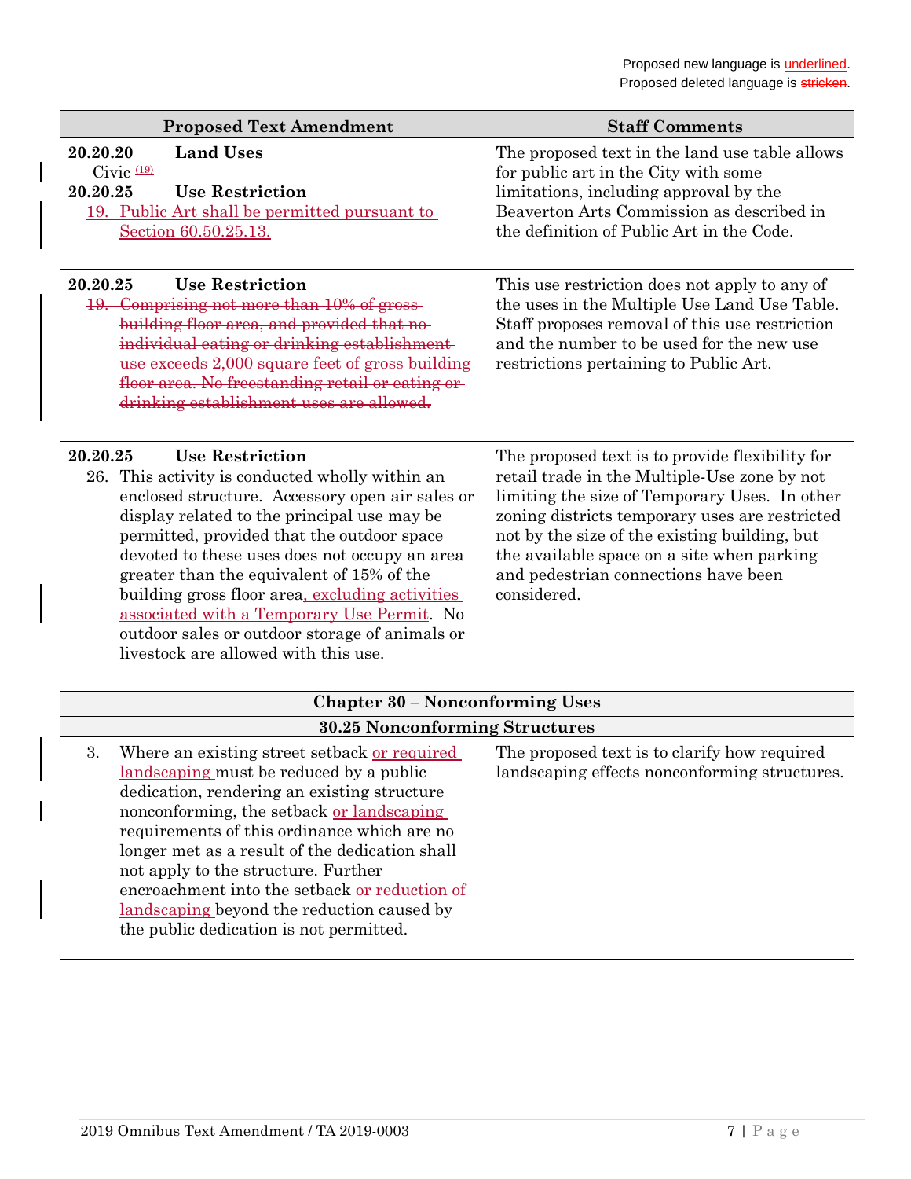Proposed new language is <u>underlined</u>.
Proposed deleted language is ~~stricken~~.

| Proposed Text Amendment | Staff Comments |
|---|---|
| **20.20.20 Land Uses**<br>Civic <u>(19)</u><br>**20.20.25 Use Restriction**<br><u>19. Public Art shall be permitted pursuant to Section 60.50.25.13.</u> | The proposed text in the land use table allows for public art in the City with some limitations, including approval by the Beaverton Arts Commission as described in the definition of Public Art in the Code. |
| **20.20.25 Use Restriction**<br>~~19. Comprising not more than 10% of gross building floor area, and provided that no individual eating or drinking establishment use exceeds 2,000 square feet of gross building floor area. No freestanding retail or eating or drinking establishment uses are allowed.~~ | This use restriction does not apply to any of the uses in the Multiple Use Land Use Table. Staff proposes removal of this use restriction and the number to be used for the new use restrictions pertaining to Public Art. |
| **20.20.25 Use Restriction**<br>26. This activity is conducted wholly within an enclosed structure. Accessory open air sales or display related to the principal use may be permitted, provided that the outdoor space devoted to these uses does not occupy an area greater than the equivalent of 15% of the building gross floor area<u>, excluding activities associated with a Temporary Use Permit</u>. No outdoor sales or outdoor storage of animals or livestock are allowed with this use. | The proposed text is to provide flexibility for retail trade in the Multiple-Use zone by not limiting the size of Temporary Uses. In other zoning districts temporary uses are restricted not by the size of the existing building, but the available space on a site when parking and pedestrian connections have been considered. |
| **Chapter 30 – Nonconforming Uses** | |
| **30.25 Nonconforming Structures** | |
| 3. Where an existing street setback <u>or required landscaping</u> must be reduced by a public dedication, rendering an existing structure nonconforming, the setback <u>or landscaping</u> requirements of this ordinance which are no longer met as a result of the dedication shall not apply to the structure. Further encroachment into the setback <u>or reduction of landscaping</u> beyond the reduction caused by the public dedication is not permitted. | The proposed text is to clarify how required landscaping effects nonconforming structures. |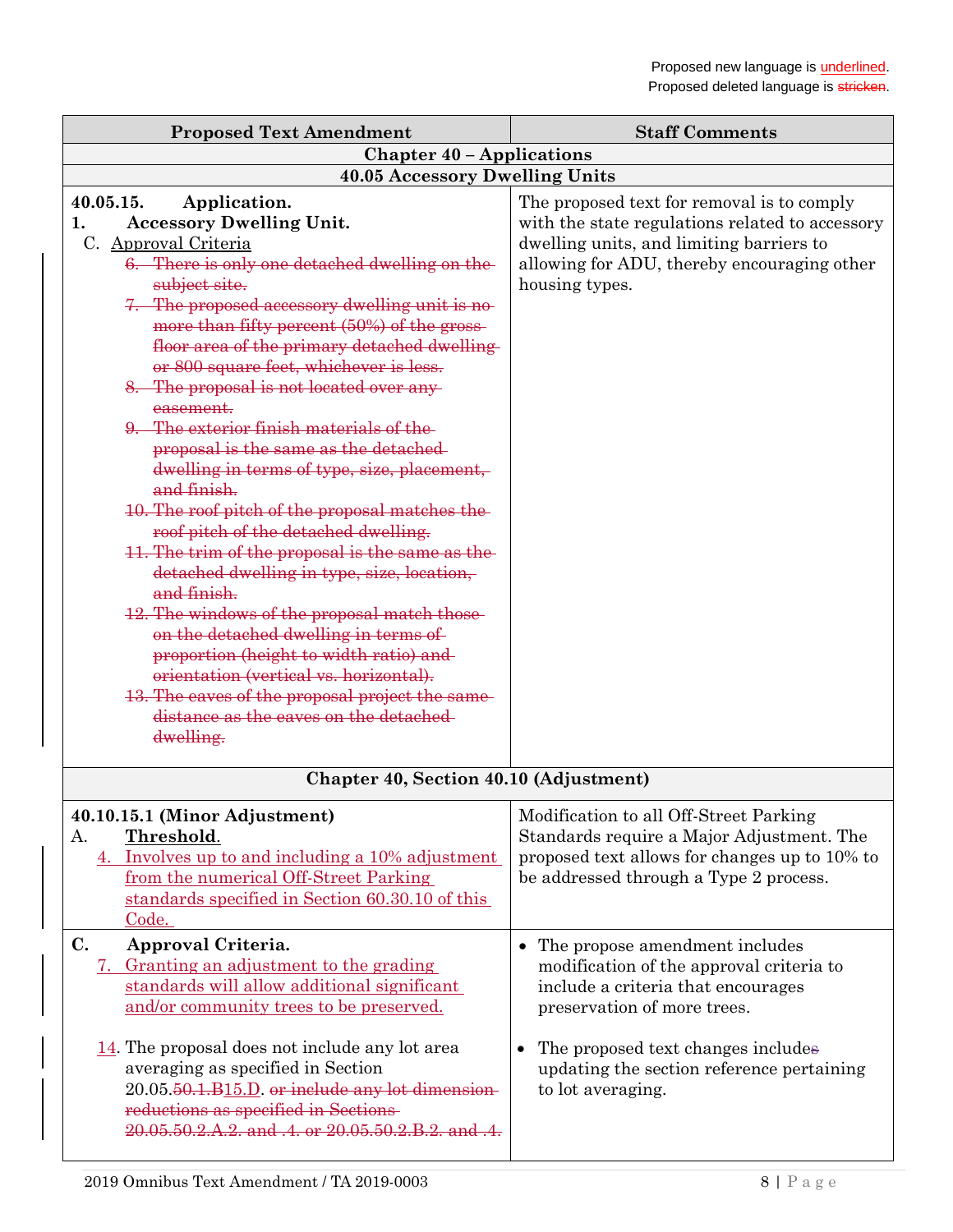Proposed new language is <u>underlined</u>.
Proposed deleted language is ~~stricken~~.

| Proposed Text Amendment | Staff Comments |
|---|---|
| **Chapter 40 – Applications** | |
| **40.05 Accessory Dwelling Units** | |
| **40.05.15. Application.**<br>**1. Accessory Dwelling Unit.**<br>C. <u>Approval Criteria</u><br>~~6. There is only one detached dwelling on the subject site.~~<br>~~7. The proposed accessory dwelling unit is no more than fifty percent (50%) of the gross floor area of the primary detached dwelling or 800 square feet, whichever is less.~~<br>~~8. The proposal is not located over any easement.~~<br>~~9. The exterior finish materials of the proposal is the same as the detached dwelling in terms of type, size, placement, and finish.~~<br>~~10. The roof pitch of the proposal matches the roof pitch of the detached dwelling.~~<br>~~11. The trim of the proposal is the same as the detached dwelling in type, size, location, and finish.~~<br>~~12. The windows of the proposal match those on the detached dwelling in terms of proportion (height to width ratio) and orientation (vertical vs. horizontal).~~<br>~~13. The eaves of the proposal project the same distance as the eaves on the detached dwelling.~~ | The proposed text for removal is to comply with the state regulations related to accessory dwelling units, and limiting barriers to allowing for ADU, thereby encouraging other housing types. |
| **Chapter 40, Section 40.10 (Adjustment)** | |
| **40.10.15.1 (Minor Adjustment)**<br>A. **<u>Threshold</u>.**<br><u>4. Involves up to and including a 10% adjustment from the numerical Off-Street Parking standards specified in Section 60.30.10 of this Code.</u> | Modification to all Off-Street Parking Standards require a Major Adjustment. The proposed text allows for changes up to 10% to be addressed through a Type 2 process. |
| **C. Approval Criteria.**<br><u>7. Granting an adjustment to the grading standards will allow additional significant and/or community trees to be preserved.</u><br><br><u>14</u>. The proposal does not include any lot area averaging as specified in Section 20.05.~~50.1.B~~<u>15.D</u>. ~~or include any lot dimension reductions as specified in Sections 20.05.50.2.A.2. and .4. or 20.05.50.2.B.2. and .4.~~ | • The propose amendment includes modification of the approval criteria to include a criteria that encourages preservation of more trees.<br><br>• The proposed text changes include~~s~~ updating the section reference pertaining to lot averaging. |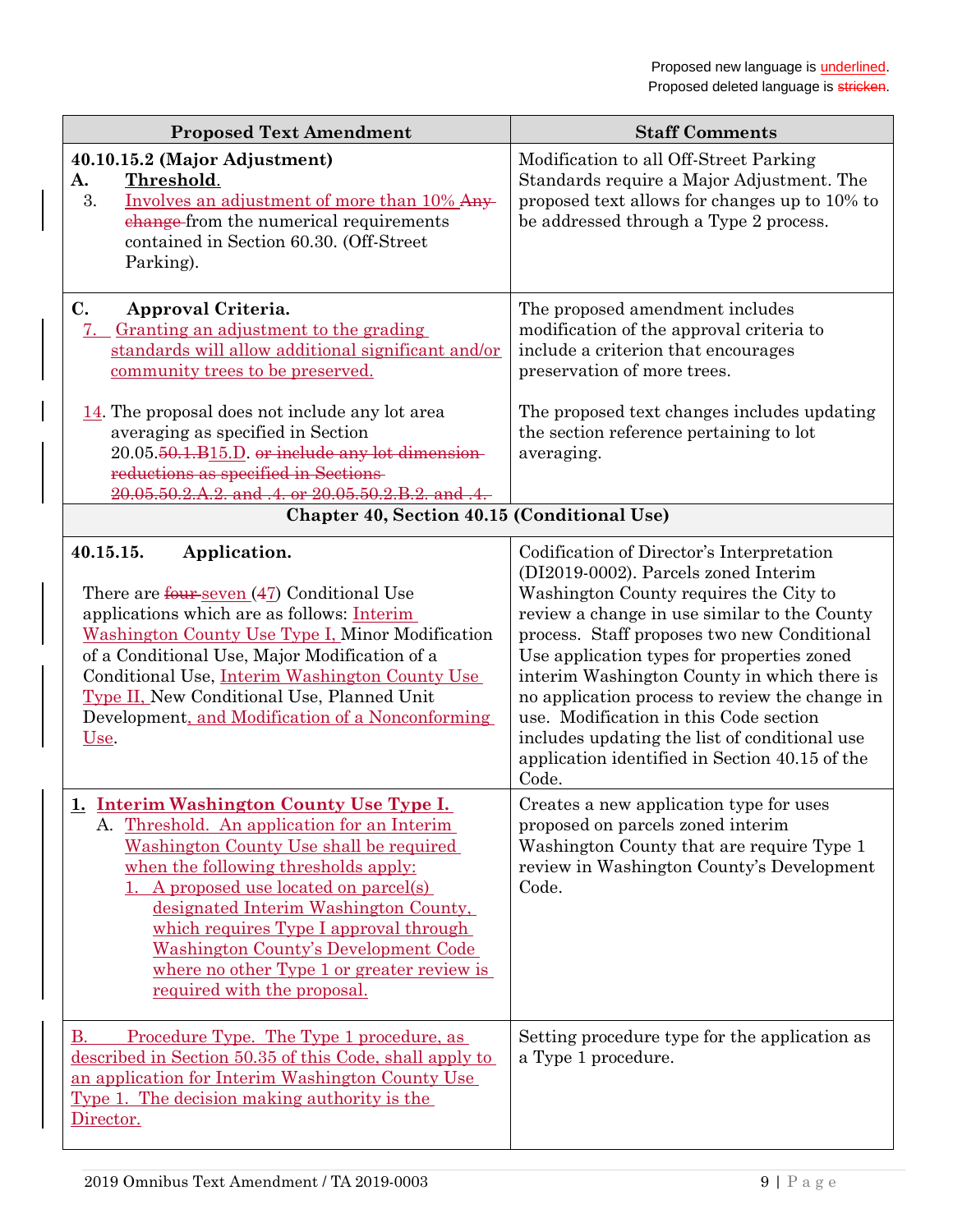Proposed new language is underlined.
Proposed deleted language is ~~stricken~~.

| Proposed Text Amendment | Staff Comments |
|---|---|
| **40.10.15.2 (Major Adjustment)**<br>**A. Threshold.**<br>3. Involves an adjustment of more than 10% ~~Any change~~ from the numerical requirements contained in Section 60.30. (Off-Street Parking). | Modification to all Off-Street Parking Standards require a Major Adjustment. The proposed text allows for changes up to 10% to be addressed through a Type 2 process. |
| **C. Approval Criteria.**<br>7. Granting an adjustment to the grading standards will allow additional significant and/or community trees to be preserved.<br><br>14. The proposal does not include any lot area averaging as specified in Section 20.05.~~50.1.B~~15.D. ~~or include any lot dimension reductions as specified in Sections 20.05.50.2.A.2. and .4. or 20.05.50.2.B.2. and .4.~~ | The proposed amendment includes modification of the approval criteria to include a criterion that encourages preservation of more trees.<br><br>The proposed text changes includes updating the section reference pertaining to lot averaging. |
| **Chapter 40, Section 40.15 (Conditional Use)** | |
| **40.15.15. Application.**<br><br>There are ~~four~~ seven (~~4~~7) Conditional Use applications which are as follows: Interim Washington County Use Type I, Minor Modification of a Conditional Use, Major Modification of a Conditional Use, Interim Washington County Use Type II, New Conditional Use, Planned Unit Development, and Modification of a Nonconforming Use. | Codification of Director's Interpretation (DI2019-0002). Parcels zoned Interim Washington County requires the City to review a change in use similar to the County process. Staff proposes two new Conditional Use application types for properties zoned interim Washington County in which there is no application process to review the change in use. Modification in this Code section includes updating the list of conditional use application identified in Section 40.15 of the Code. |
| **1. Interim Washington County Use Type I.**<br>A. Threshold. An application for an Interim Washington County Use shall be required when the following thresholds apply:<br>1. A proposed use located on parcel(s) designated Interim Washington County, which requires Type I approval through Washington County's Development Code where no other Type 1 or greater review is required with the proposal. | Creates a new application type for uses proposed on parcels zoned interim Washington County that are require Type 1 review in Washington County's Development Code. |
| B. Procedure Type. The Type 1 procedure, as described in Section 50.35 of this Code, shall apply to an application for Interim Washington County Use Type 1. The decision making authority is the Director. | Setting procedure type for the application as a Type 1 procedure. |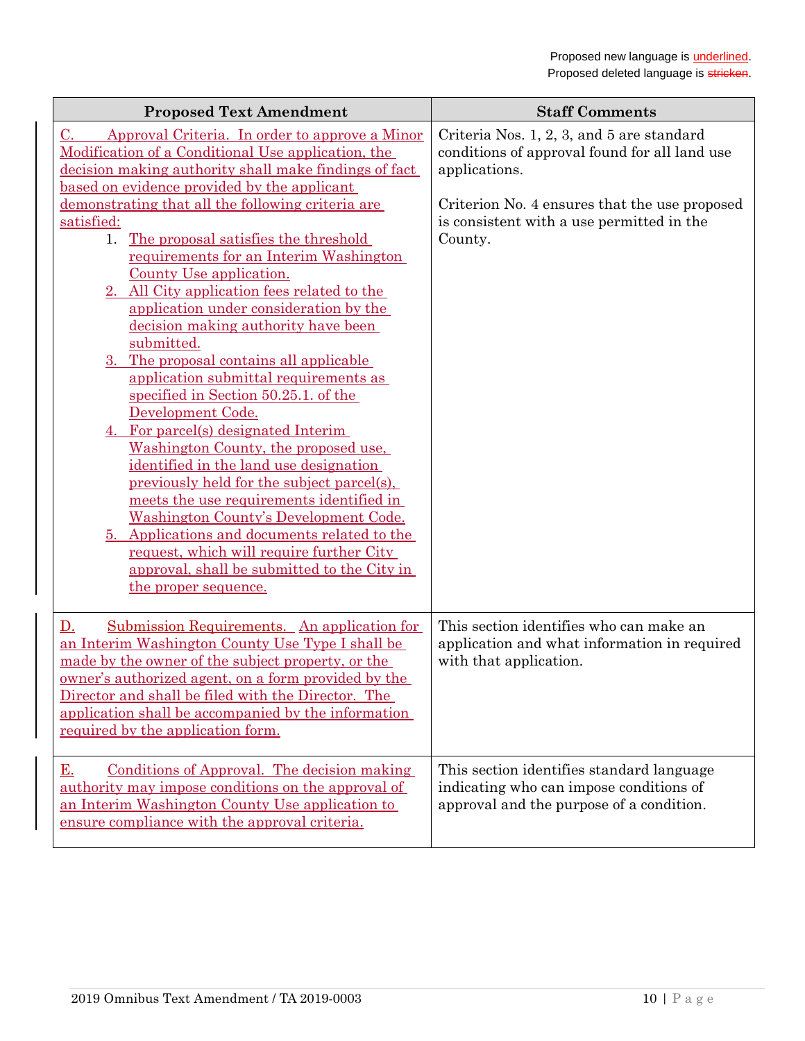Proposed new language is underlined.
Proposed deleted language is ~~stricken~~.

| Proposed Text Amendment | Staff Comments |
|---|---|
| C. Approval Criteria. In order to approve a Minor Modification of a Conditional Use application, the decision making authority shall make findings of fact based on evidence provided by the applicant demonstrating that all the following criteria are satisfied:<br>1. The proposal satisfies the threshold requirements for an Interim Washington County Use application.<br>2. All City application fees related to the application under consideration by the decision making authority have been submitted.<br>3. The proposal contains all applicable application submittal requirements as specified in Section 50.25.1. of the Development Code.<br>4. For parcel(s) designated Interim Washington County, the proposed use, identified in the land use designation previously held for the subject parcel(s), meets the use requirements identified in Washington County's Development Code.<br>5. Applications and documents related to the request, which will require further City approval, shall be submitted to the City in the proper sequence. | Criteria Nos. 1, 2, 3, and 5 are standard conditions of approval found for all land use applications.<br><br>Criterion No. 4 ensures that the use proposed is consistent with a use permitted in the County. |
| D. Submission Requirements. An application for an Interim Washington County Use Type I shall be made by the owner of the subject property, or the owner's authorized agent, on a form provided by the Director and shall be filed with the Director. The application shall be accompanied by the information required by the application form. | This section identifies who can make an application and what information in required with that application. |
| E. Conditions of Approval. The decision making authority may impose conditions on the approval of an Interim Washington County Use application to ensure compliance with the approval criteria. | This section identifies standard language indicating who can impose conditions of approval and the purpose of a condition. |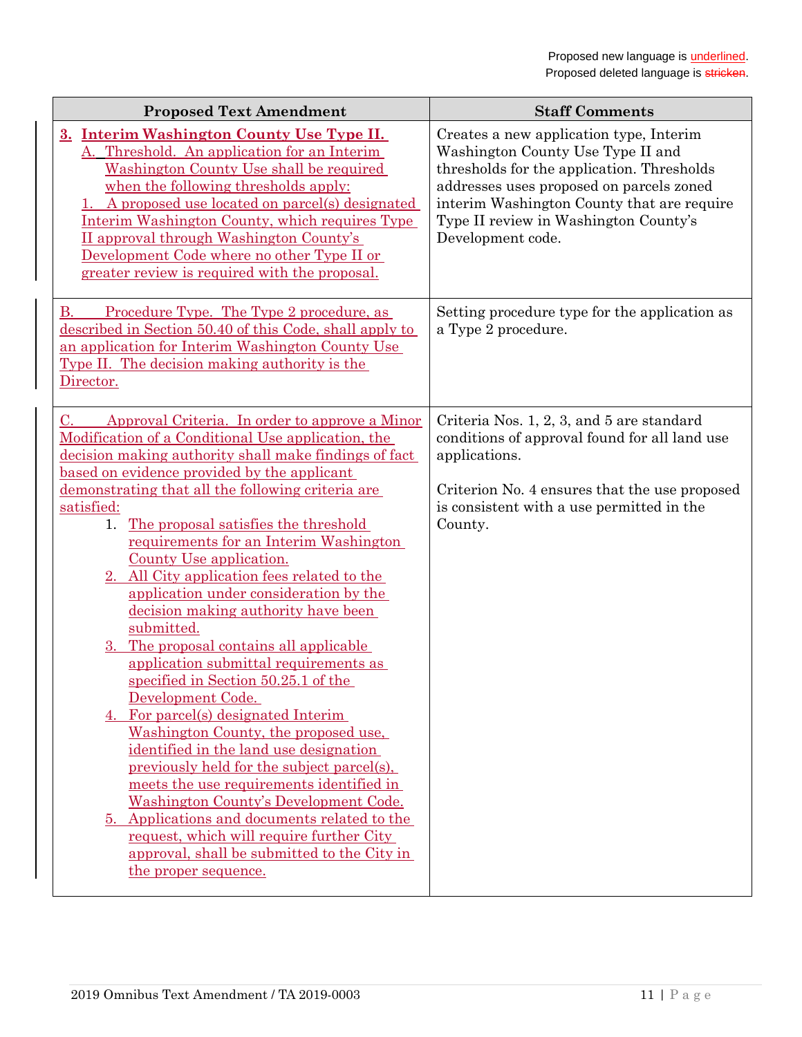Proposed new language is underlined.
Proposed deleted language is ~~stricken~~.

| Proposed Text Amendment | Staff Comments |
|---|---|
| **3. Interim Washington County Use Type II.**<br>A. Threshold. An application for an Interim Washington County Use shall be required when the following thresholds apply:<br>1. A proposed use located on parcel(s) designated Interim Washington County, which requires Type II approval through Washington County's Development Code where no other Type II or greater review is required with the proposal. | Creates a new application type, Interim Washington County Use Type II and thresholds for the application. Thresholds addresses uses proposed on parcels zoned interim Washington County that are require Type II review in Washington County's Development code. |
| B. Procedure Type. The Type 2 procedure, as described in Section 50.40 of this Code, shall apply to an application for Interim Washington County Use Type II. The decision making authority is the Director. | Setting procedure type for the application as a Type 2 procedure. |
| C. Approval Criteria. In order to approve a Minor Modification of a Conditional Use application, the decision making authority shall make findings of fact based on evidence provided by the applicant demonstrating that all the following criteria are satisfied:<br>1. The proposal satisfies the threshold requirements for an Interim Washington County Use application.<br>2. All City application fees related to the application under consideration by the decision making authority have been submitted.<br>3. The proposal contains all applicable application submittal requirements as specified in Section 50.25.1 of the Development Code.<br>4. For parcel(s) designated Interim Washington County, the proposed use, identified in the land use designation previously held for the subject parcel(s), meets the use requirements identified in Washington County's Development Code.<br>5. Applications and documents related to the request, which will require further City approval, shall be submitted to the City in the proper sequence. | Criteria Nos. 1, 2, 3, and 5 are standard conditions of approval found for all land use applications.<br><br>Criterion No. 4 ensures that the use proposed is consistent with a use permitted in the County. |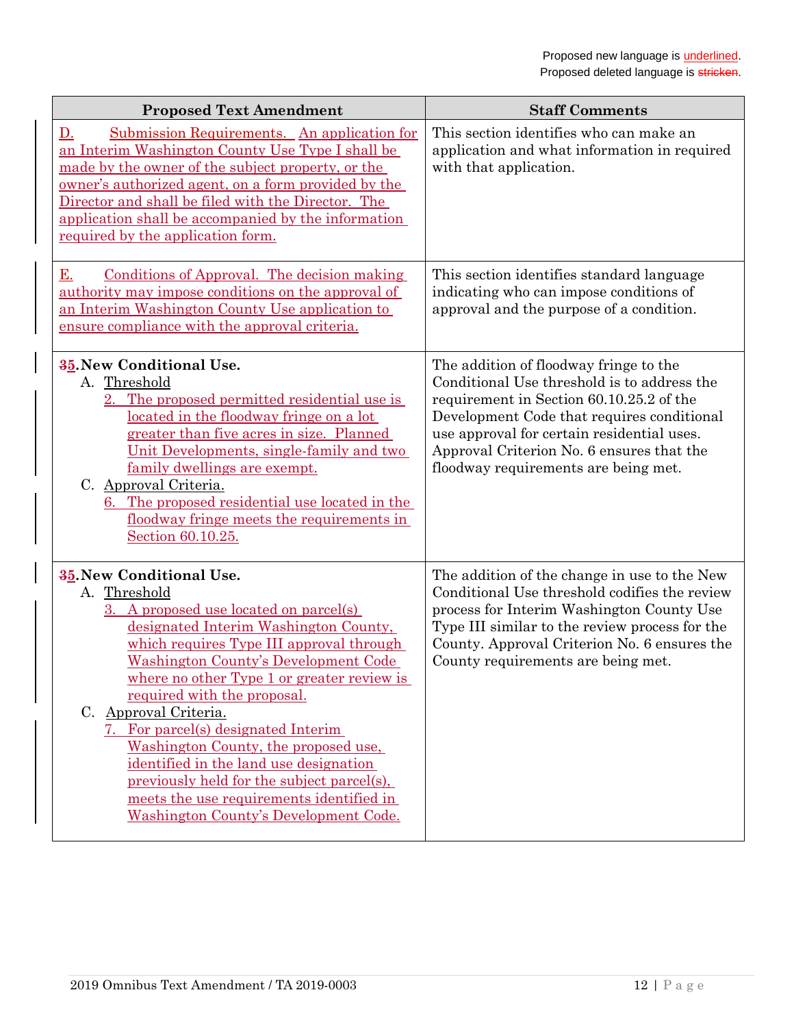Proposed new language is underlined.
Proposed deleted language is ~~stricken~~.

| Proposed Text Amendment | Staff Comments |
|---|---|
| D. Submission Requirements. An application for an Interim Washington County Use Type I shall be made by the owner of the subject property, or the owner's authorized agent, on a form provided by the Director and shall be filed with the Director. The application shall be accompanied by the information required by the application form. | This section identifies who can make an application and what information in required with that application. |
| E. Conditions of Approval. The decision making authority may impose conditions on the approval of an Interim Washington County Use application to ensure compliance with the approval criteria. | This section identifies standard language indicating who can impose conditions of approval and the purpose of a condition. |
| **~~3~~5. New Conditional Use.**<br>A. Threshold<br>2. The proposed permitted residential use is located in the floodway fringe on a lot greater than five acres in size. Planned Unit Developments, single-family and two family dwellings are exempt.<br>C. Approval Criteria.<br>6. The proposed residential use located in the floodway fringe meets the requirements in Section 60.10.25. | The addition of floodway fringe to the Conditional Use threshold is to address the requirement in Section 60.10.25.2 of the Development Code that requires conditional use approval for certain residential uses. Approval Criterion No. 6 ensures that the floodway requirements are being met. |
| **~~3~~5. New Conditional Use.**<br>A. Threshold<br>3. A proposed use located on parcel(s) designated Interim Washington County, which requires Type III approval through Washington County's Development Code where no other Type 1 or greater review is required with the proposal.<br>C. Approval Criteria.<br>7. For parcel(s) designated Interim Washington County, the proposed use, identified in the land use designation previously held for the subject parcel(s), meets the use requirements identified in Washington County's Development Code. | The addition of the change in use to the New Conditional Use threshold codifies the review process for Interim Washington County Use Type III similar to the review process for the County. Approval Criterion No. 6 ensures the County requirements are being met. |

2019 Omnibus Text Amendment / TA 2019-0003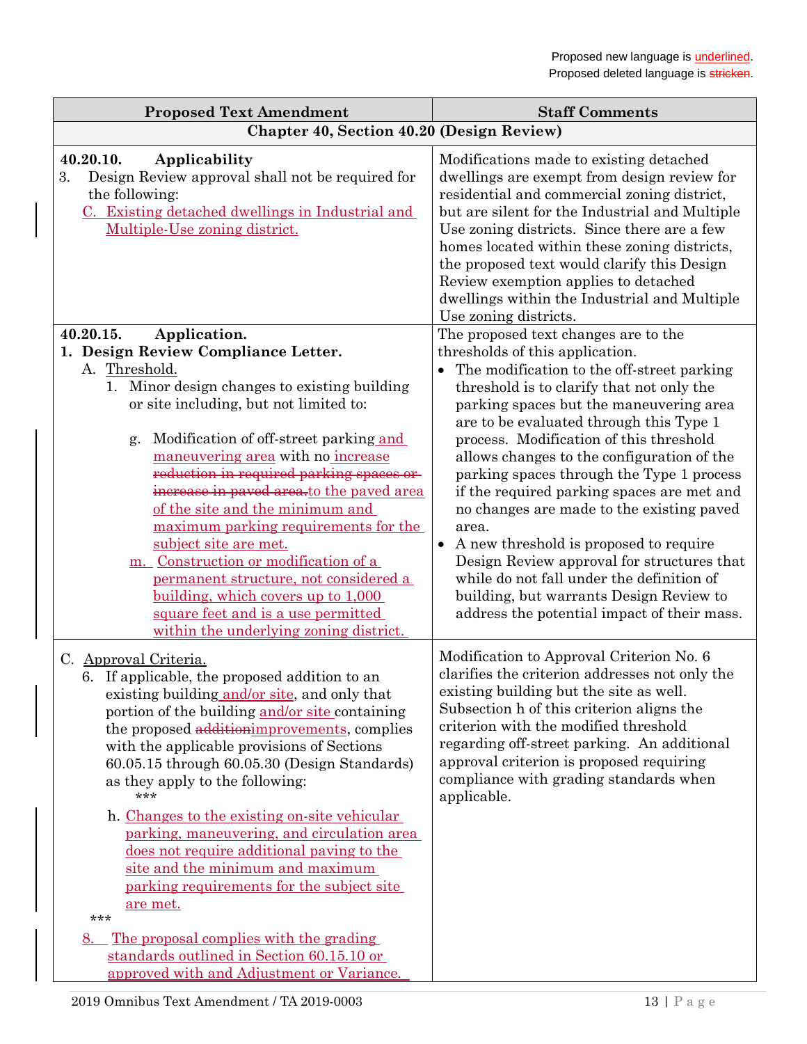Proposed new language is underlined.
Proposed deleted language is ~~stricken~~.

| Proposed Text Amendment | Staff Comments |
|---|---|
| **Chapter 40, Section 40.20 (Design Review)** | |
| **40.20.10. Applicability**<br>3. Design Review approval shall not be required for the following:<br>C. <u>Existing detached dwellings in Industrial and Multiple-Use zoning district.</u> | Modifications made to existing detached dwellings are exempt from design review for residential and commercial zoning district, but are silent for the Industrial and Multiple Use zoning districts. Since there are a few homes located within these zoning districts, the proposed text would clarify this Design Review exemption applies to detached dwellings within the Industrial and Multiple Use zoning districts. |
| **40.20.15. Application.**<br>**1. Design Review Compliance Letter.**<br>A. <u>Threshold.</u><br>1. Minor design changes to existing building or site including, but not limited to:<br>g. Modification of off-street parking <u>and maneuvering area</u> with no <u>increase</u> ~~reduction in required parking spaces or increase in paved area.~~<u>to the paved area of the site and the minimum and maximum parking requirements for the subject site are met.</u><br><u>m. Construction or modification of a permanent structure, not considered a building, which covers up to 1,000 square feet and is a use permitted within the underlying zoning district.</u> | The proposed text changes are to the thresholds of this application.<br>• The modification to the off-street parking threshold is to clarify that not only the parking spaces but the maneuvering area are to be evaluated through this Type 1 process. Modification of this threshold allows changes to the configuration of the parking spaces through the Type 1 process if the required parking spaces are met and no changes are made to the existing paved area.<br>• A new threshold is proposed to require Design Review approval for structures that while do not fall under the definition of building, but warrants Design Review to address the potential impact of their mass. |
| C. <u>Approval Criteria.</u><br>6. If applicable, the proposed addition to an existing building <u>and/or site</u>, and only that portion of the building <u>and/or site</u> containing the proposed ~~addition~~<u>improvements</u>, complies with the applicable provisions of Sections 60.05.15 through 60.05.30 (Design Standards) as they apply to the following:<br>\*\*\*<br>h. <u>Changes to the existing on-site vehicular parking, maneuvering, and circulation area does not require additional paving to the site and the minimum and maximum parking requirements for the subject site are met.</u><br>\*\*\*<br><u>8. The proposal complies with the grading standards outlined in Section 60.15.10 or approved with and Adjustment or Variance.</u> | Modification to Approval Criterion No. 6 clarifies the criterion addresses not only the existing building but the site as well. Subsection h of this criterion aligns the criterion with the modified threshold regarding off-street parking. An additional approval criterion is proposed requiring compliance with grading standards when applicable. |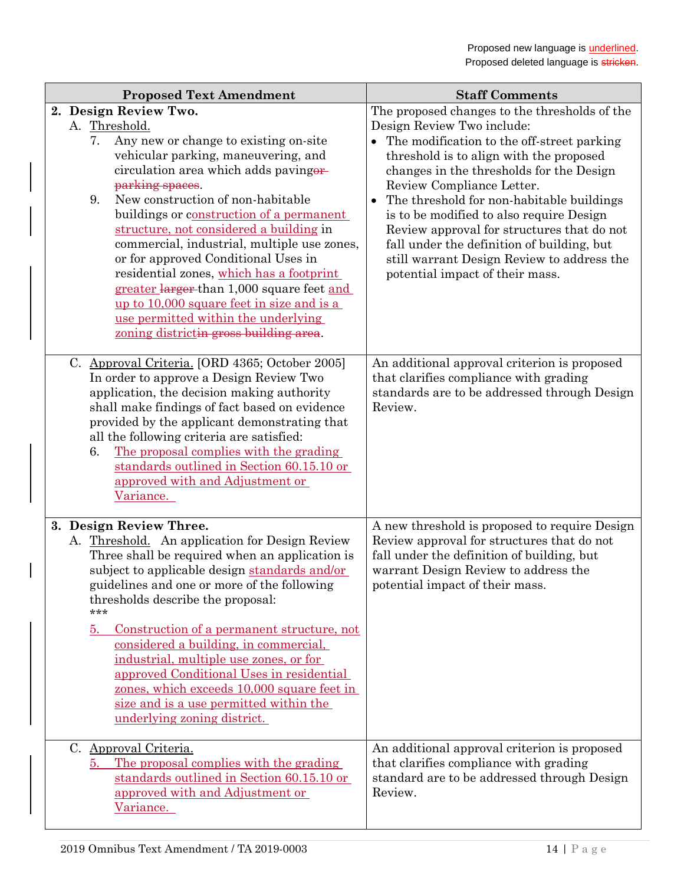Proposed new language is underlined.
Proposed deleted language is ~~stricken~~.

| Proposed Text Amendment | Staff Comments |
|---|---|
| **2. Design Review Two.**<br>A. Threshold.<br>7. Any new or change to existing on-site vehicular parking, maneuvering, and circulation area which adds paving~~or parking spaces~~.<br>9. New construction of non-habitable buildings or <u>construction of a permanent structure, not considered a building</u> in commercial, industrial, multiple use zones, or for approved Conditional Uses in residential zones, <u>which has a footprint greater</u> ~~larger~~ than 1,000 square feet <u>and up to 10,000 square feet in size and is a use permitted within the underlying zoning district</u>~~in gross building area~~. | The proposed changes to the thresholds of the Design Review Two include:<br>• The modification to the off-street parking threshold is to align with the proposed changes in the thresholds for the Design Review Compliance Letter.<br>• The threshold for non-habitable buildings is to be modified to also require Design Review approval for structures that do not fall under the definition of building, but still warrant Design Review to address the potential impact of their mass. |
| C. Approval Criteria. [ORD 4365; October 2005] In order to approve a Design Review Two application, the decision making authority shall make findings of fact based on evidence provided by the applicant demonstrating that all the following criteria are satisfied:<br>6. <u>The proposal complies with the grading standards outlined in Section 60.15.10 or approved with and Adjustment or Variance.</u> | An additional approval criterion is proposed that clarifies compliance with grading standards are to be addressed through Design Review. |
| **3. Design Review Three.**<br>A. Threshold. An application for Design Review Three shall be required when an application is subject to applicable design <u>standards and/or</u> guidelines and one or more of the following thresholds describe the proposal:<br>\*\*\*<br><u>5. Construction of a permanent structure, not considered a building, in commercial, industrial, multiple use zones, or for approved Conditional Uses in residential zones, which exceeds 10,000 square feet in size and is a use permitted within the underlying zoning district.</u> | A new threshold is proposed to require Design Review approval for structures that do not fall under the definition of building, but warrant Design Review to address the potential impact of their mass. |
| C. Approval Criteria.<br><u>5. The proposal complies with the grading standards outlined in Section 60.15.10 or approved with and Adjustment or Variance.</u> | An additional approval criterion is proposed that clarifies compliance with grading standard are to be addressed through Design Review. |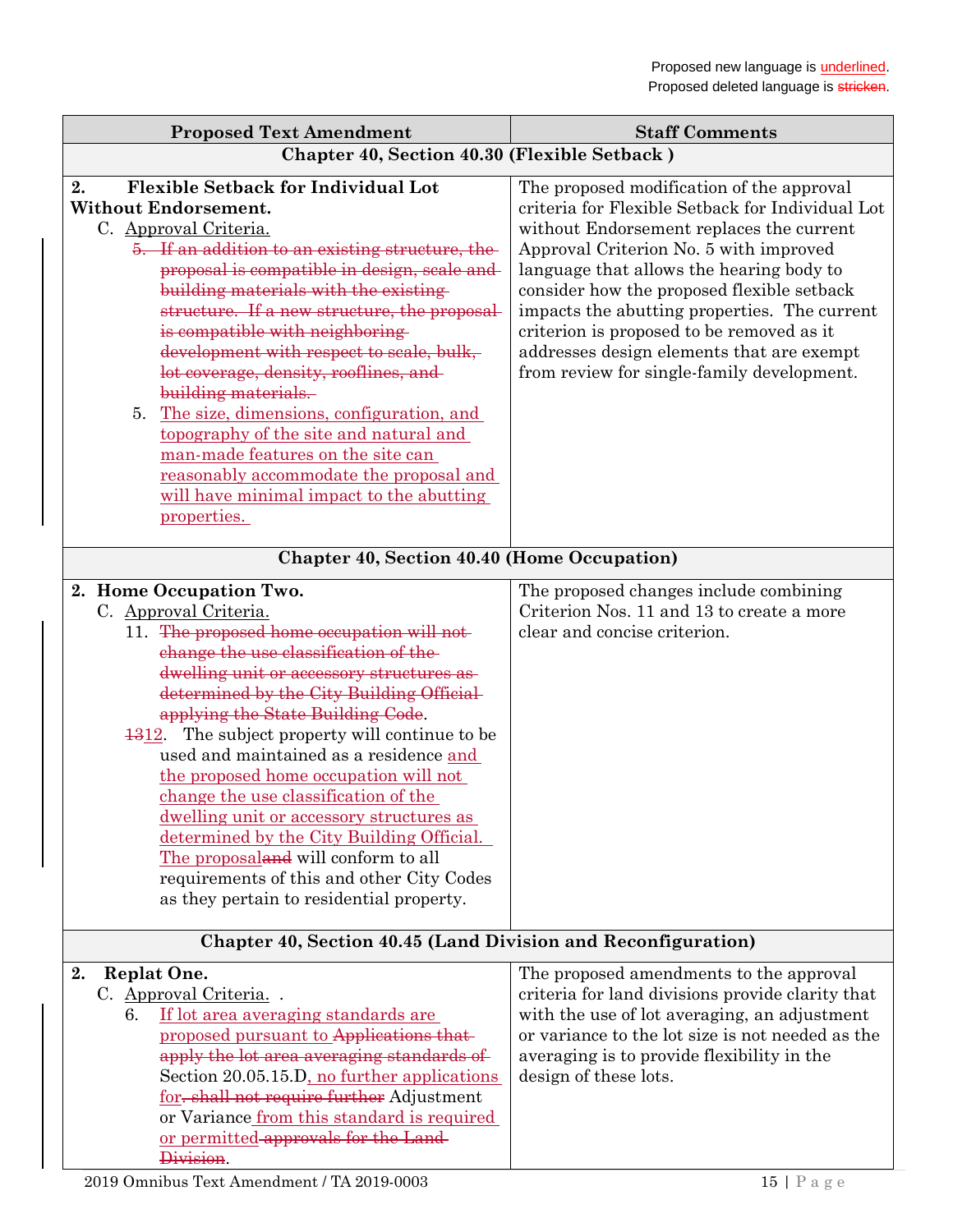Proposed new language is <u>underlined</u>.
Proposed deleted language is ~~stricken~~.

| Proposed Text Amendment | Staff Comments |
|---|---|
| **Chapter 40, Section 40.30 (Flexible Setback )** | |
| **2. Flexible Setback for Individual Lot Without Endorsement.**<br>C. <u>Approval Criteria.</u><br>~~5. If an addition to an existing structure, the proposal is compatible in design, scale and building materials with the existing structure. If a new structure, the proposal is compatible with neighboring development with respect to scale, bulk, lot coverage, density, rooflines, and building materials.~~<br>5. <u>The size, dimensions, configuration, and topography of the site and natural and man-made features on the site can reasonably accommodate the proposal and will have minimal impact to the abutting properties.</u> | The proposed modification of the approval criteria for Flexible Setback for Individual Lot without Endorsement replaces the current Approval Criterion No. 5 with improved language that allows the hearing body to consider how the proposed flexible setback impacts the abutting properties. The current criterion is proposed to be removed as it addresses design elements that are exempt from review for single-family development. |
| **Chapter 40, Section 40.40 (Home Occupation)** | |
| **2. Home Occupation Two.**<br>C. <u>Approval Criteria.</u><br>11. ~~The proposed home occupation will not change the use classification of the dwelling unit or accessory structures as determined by the City Building Official applying the State Building Code~~.<br>~~13~~<u>12</u>. The subject property will continue to be used and maintained as a residence <u>and the proposed home occupation will not change the use classification of the dwelling unit or accessory structures as determined by the City Building Official. The proposal</u>~~and~~ will conform to all requirements of this and other City Codes as they pertain to residential property. | The proposed changes include combining Criterion Nos. 11 and 13 to create a more clear and concise criterion. |
| **Chapter 40, Section 40.45 (Land Division and Reconfiguration)** | |
| **2. Replat One.**<br>C. <u>Approval Criteria.</u> .<br>6. <u>If lot area averaging standards are proposed pursuant to</u> ~~Applications that apply the lot area averaging standards of~~ Section 20.05.15.D<u>, no further applications for</u>~~, shall not require further~~ Adjustment or Variance<u> from this standard is required or permitted</u>~~ approvals for the Land Division~~. | The proposed amendments to the approval criteria for land divisions provide clarity that with the use of lot averaging, an adjustment or variance to the lot size is not needed as the averaging is to provide flexibility in the design of these lots. |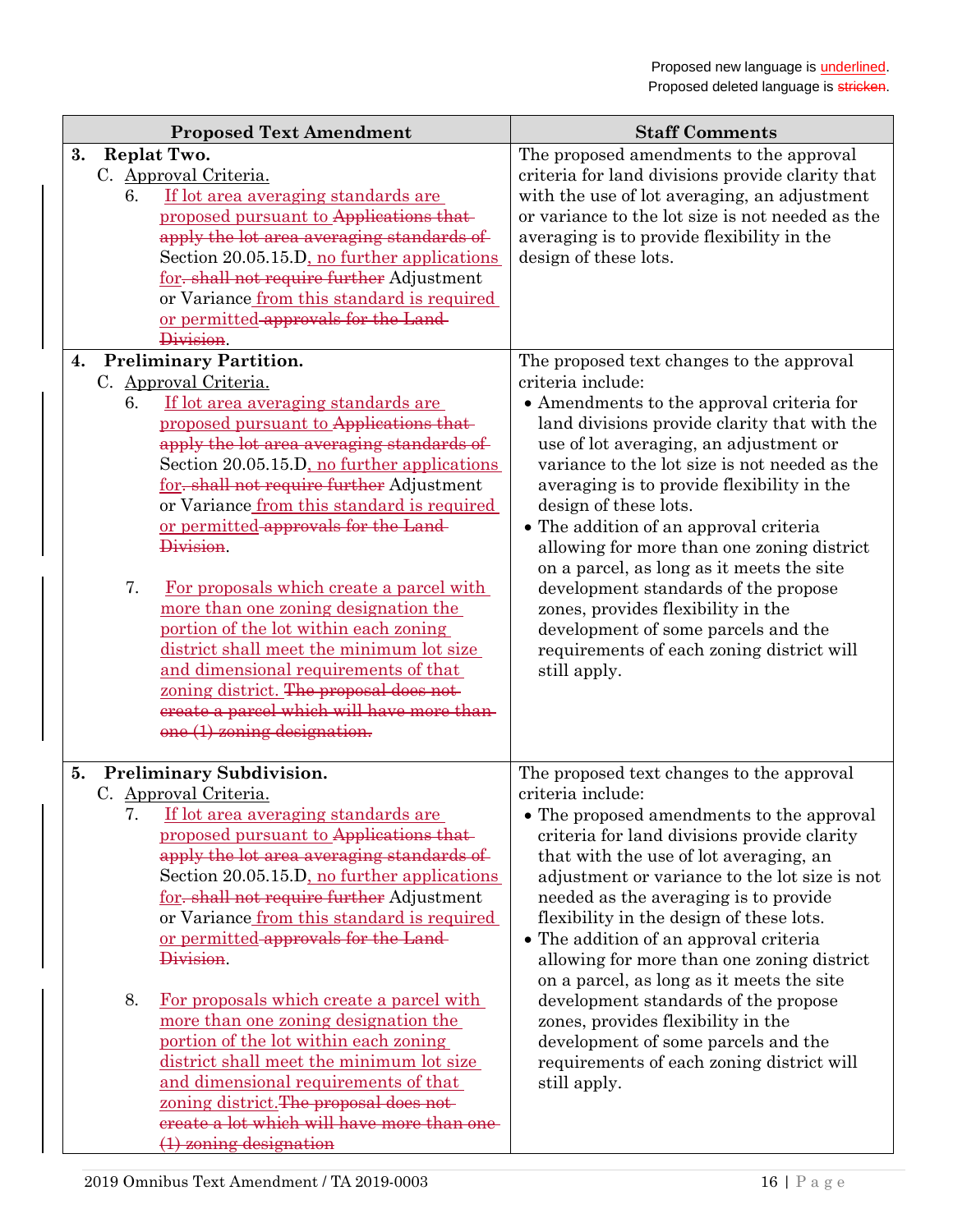Proposed new language is underlined.
Proposed deleted language is ~~stricken~~.

| Proposed Text Amendment | Staff Comments |
|---|---|
| **3. Replat Two.**<br>C. Approval Criteria.<br>6. <u>If lot area averaging standards are proposed pursuant to</u> ~~Applications that apply the lot area averaging standards of~~ Section 20.05.15.D<u>, no further applications for</u>~~. shall not require further~~ Adjustment or Variance <u>from this standard is required or permitted</u> ~~approvals for the Land Division~~. | The proposed amendments to the approval criteria for land divisions provide clarity that with the use of lot averaging, an adjustment or variance to the lot size is not needed as the averaging is to provide flexibility in the design of these lots. |
| **4. Preliminary Partition.**<br>C. Approval Criteria.<br>6. <u>If lot area averaging standards are proposed pursuant to</u> ~~Applications that apply the lot area averaging standards of~~ Section 20.05.15.D<u>, no further applications for</u>~~. shall not require further~~ Adjustment or Variance <u>from this standard is required or permitted</u> ~~approvals for the Land Division~~.<br><br>7. <u>For proposals which create a parcel with more than one zoning designation the portion of the lot within each zoning district shall meet the minimum lot size and dimensional requirements of that zoning district.</u> ~~The proposal does not create a parcel which will have more than one (1) zoning designation.~~ | The proposed text changes to the approval criteria include:<br>• Amendments to the approval criteria for land divisions provide clarity that with the use of lot averaging, an adjustment or variance to the lot size is not needed as the averaging is to provide flexibility in the design of these lots.<br>• The addition of an approval criteria allowing for more than one zoning district on a parcel, as long as it meets the site development standards of the propose zones, provides flexibility in the development of some parcels and the requirements of each zoning district will still apply. |
| **5. Preliminary Subdivision.**<br>C. Approval Criteria.<br>7. <u>If lot area averaging standards are proposed pursuant to</u> ~~Applications that apply the lot area averaging standards of~~ Section 20.05.15.D<u>, no further applications for</u>~~. shall not require further~~ Adjustment or Variance <u>from this standard is required or permitted</u> ~~approvals for the Land Division~~.<br><br>8. <u>For proposals which create a parcel with more than one zoning designation the portion of the lot within each zoning district shall meet the minimum lot size and dimensional requirements of that zoning district.</u>~~The proposal does not create a lot which will have more than one (1) zoning designation~~ | The proposed text changes to the approval criteria include:<br>• The proposed amendments to the approval criteria for land divisions provide clarity that with the use of lot averaging, an adjustment or variance to the lot size is not needed as the averaging is to provide flexibility in the design of these lots.<br>• The addition of an approval criteria allowing for more than one zoning district on a parcel, as long as it meets the site development standards of the propose zones, provides flexibility in the development of some parcels and the requirements of each zoning district will still apply. |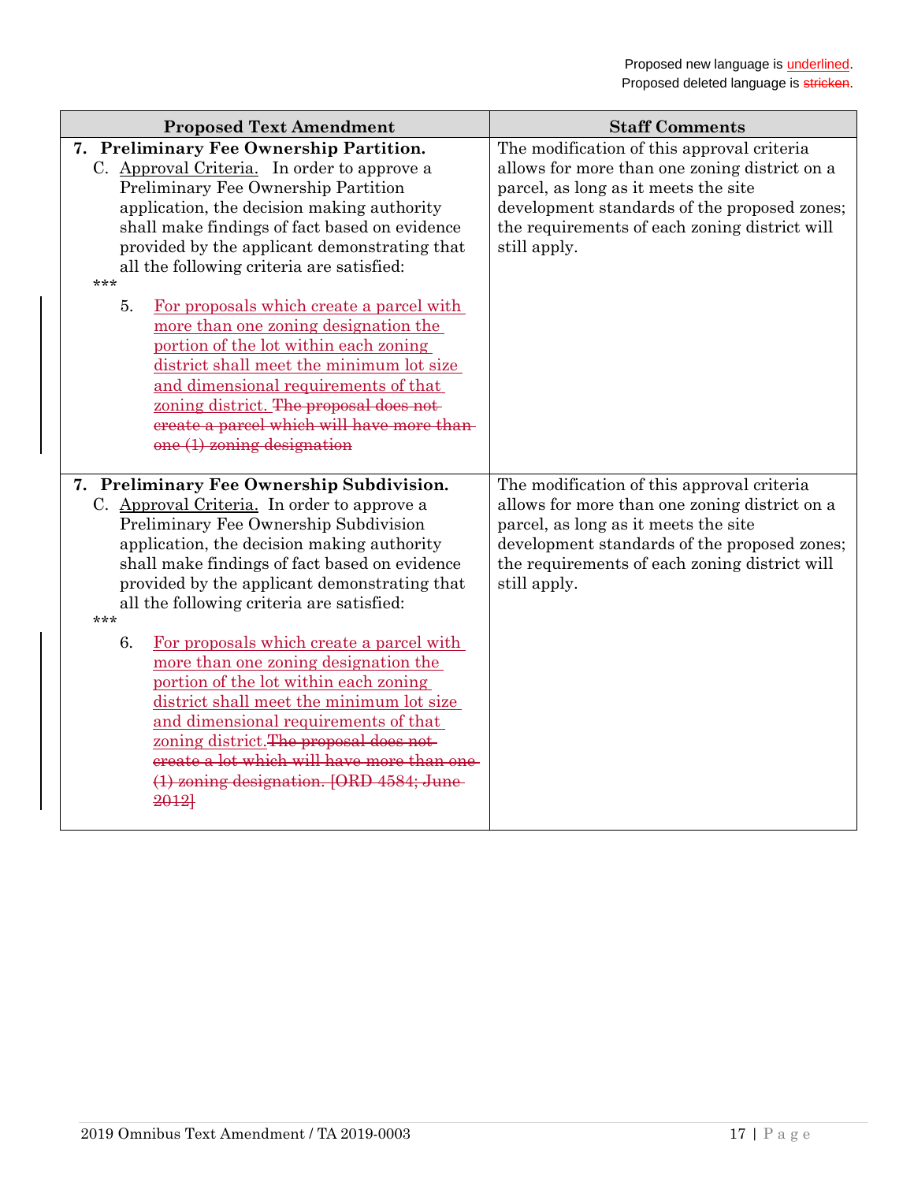Proposed new language is <u>underlined</u>.
Proposed deleted language is ~~stricken~~.

| Proposed Text Amendment | Staff Comments |
|---|---|
| **7. Preliminary Fee Ownership Partition.**<br>C. <u>Approval Criteria.</u> In order to approve a Preliminary Fee Ownership Partition application, the decision making authority shall make findings of fact based on evidence provided by the applicant demonstrating that all the following criteria are satisfied:<br>***<br>5. <u>For proposals which create a parcel with more than one zoning designation the portion of the lot within each zoning district shall meet the minimum lot size and dimensional requirements of that zoning district.</u> ~~The proposal does not create a parcel which will have more than one (1) zoning designation~~ | The modification of this approval criteria allows for more than one zoning district on a parcel, as long as it meets the site development standards of the proposed zones; the requirements of each zoning district will still apply. |
| **7. Preliminary Fee Ownership Subdivision.**<br>C. <u>Approval Criteria.</u> In order to approve a Preliminary Fee Ownership Subdivision application, the decision making authority shall make findings of fact based on evidence provided by the applicant demonstrating that all the following criteria are satisfied:<br>***<br>6. <u>For proposals which create a parcel with more than one zoning designation the portion of the lot within each zoning district shall meet the minimum lot size and dimensional requirements of that zoning district.</u>~~The proposal does not create a lot which will have more than one (1) zoning designation. [ORD 4584; June 2012]~~ | The modification of this approval criteria allows for more than one zoning district on a parcel, as long as it meets the site development standards of the proposed zones; the requirements of each zoning district will still apply. |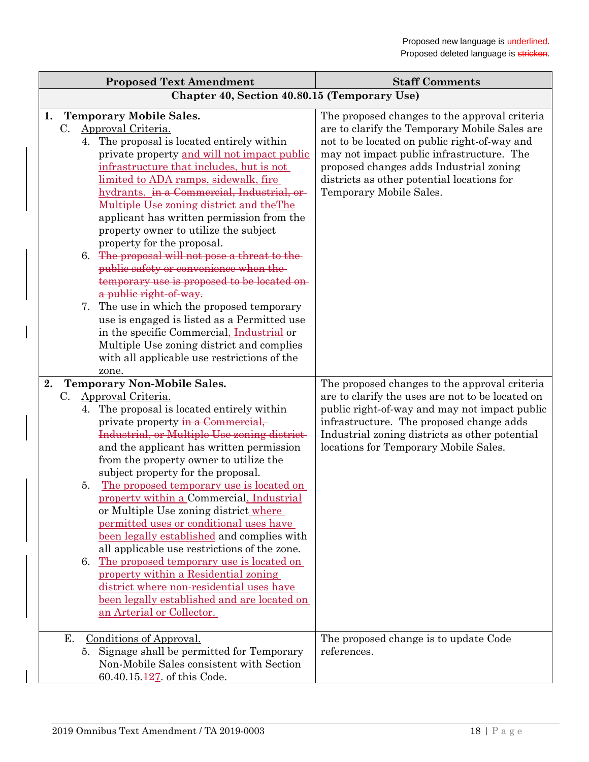Proposed new language is <u>underlined</u>.
Proposed deleted language is ~~stricken~~.

| Proposed Text Amendment | Staff Comments |
|---|---|
| **Chapter 40, Section 40.80.15 (Temporary Use)** | |
| **1. Temporary Mobile Sales.**<br>C. <u>Approval Criteria.</u><br>4. The proposal is located entirely within private property <u>and will not impact public infrastructure that includes, but is not limited to ADA ramps, sidewalk, fire hydrants.</u> ~~in a Commercial, Industrial, or Multiple Use zoning district~~ ~~and the~~<u>The</u> applicant has written permission from the property owner to utilize the subject property for the proposal.<br>6. ~~The proposal will not pose a threat to the public safety or convenience when the temporary use is proposed to be located on a public right-of-way.~~<br>7. The use in which the proposed temporary use is engaged is listed as a Permitted use in the specific Commercial<u>, Industrial</u> or Multiple Use zoning district and complies with all applicable use restrictions of the zone. | The proposed changes to the approval criteria are to clarify the Temporary Mobile Sales are not to be located on public right-of-way and may not impact public infrastructure. The proposed changes adds Industrial zoning districts as other potential locations for Temporary Mobile Sales. |
| **2. Temporary Non-Mobile Sales.**<br>C. <u>Approval Criteria.</u><br>4. The proposal is located entirely within private property ~~in a Commercial, Industrial, or Multiple Use zoning district~~ and the applicant has written permission from the property owner to utilize the subject property for the proposal.<br>5. <u>The proposed temporary use is located on property within a</u> Commercial<u>, Industrial</u> or Multiple Use zoning district <u>where permitted uses or conditional uses have been legally established</u> and complies with all applicable use restrictions of the zone.<br>6. <u>The proposed temporary use is located on property within a Residential zoning district where non-residential uses have been legally established and are located on an Arterial or Collector.</u> | The proposed changes to the approval criteria are to clarify the uses are not to be located on public right-of-way and may not impact public infrastructure. The proposed change adds Industrial zoning districts as other potential locations for Temporary Mobile Sales. |
| E. <u>Conditions of Approval.</u><br>5. Signage shall be permitted for Temporary Non-Mobile Sales consistent with Section 60.40.15.~~12~~<u>7</u>. of this Code. | The proposed change is to update Code references. |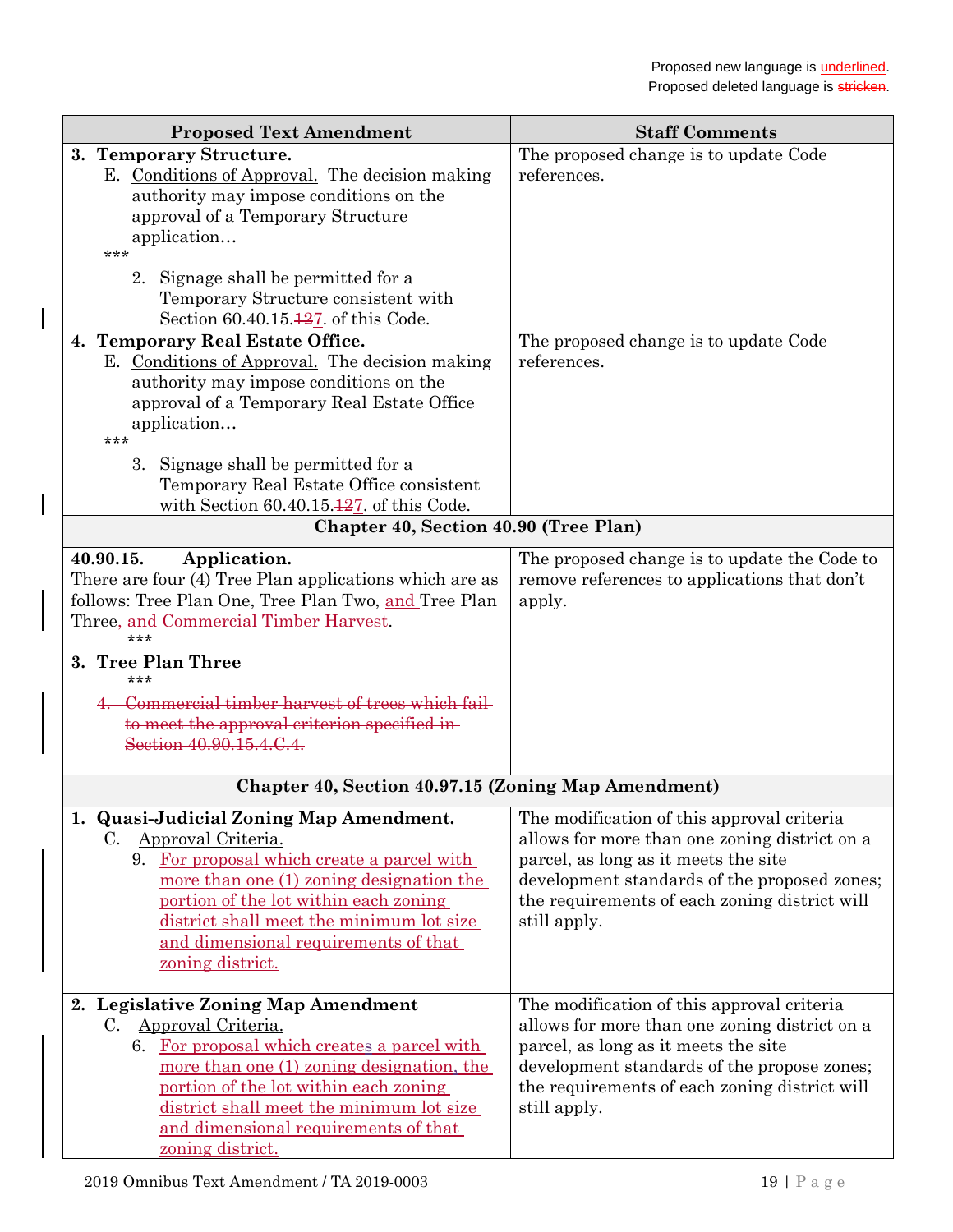Proposed new language is <u>underlined</u>.
Proposed deleted language is ~~stricken~~.

| Proposed Text Amendment | Staff Comments |
|---|---|
| **3. Temporary Structure.**<br>E. <u>Conditions of Approval.</u> The decision making authority may impose conditions on the approval of a Temporary Structure application…<br>***<br>2. Signage shall be permitted for a Temporary Structure consistent with Section 60.40.15.~~12~~<u>7</u>. of this Code. | The proposed change is to update Code references. |
| **4. Temporary Real Estate Office.**<br>E. <u>Conditions of Approval.</u> The decision making authority may impose conditions on the approval of a Temporary Real Estate Office application…<br>***<br>3. Signage shall be permitted for a Temporary Real Estate Office consistent with Section 60.40.15.~~12~~<u>7</u>. of this Code. | The proposed change is to update Code references. |
| **Chapter 40, Section 40.90 (Tree Plan)** | |
| **40.90.15. Application.**<br>There are four (4) Tree Plan applications which are as follows: Tree Plan One, Tree Plan Two, <u>and</u> Tree Plan Three~~, and Commercial Timber Harvest~~.<br>***<br>**3. Tree Plan Three**<br>***<br>~~4. Commercial timber harvest of trees which fail to meet the approval criterion specified in Section 40.90.15.4.C.4.~~ | The proposed change is to update the Code to remove references to applications that don't apply. |
| **Chapter 40, Section 40.97.15 (Zoning Map Amendment)** | |
| **1. Quasi-Judicial Zoning Map Amendment.**<br>C. <u>Approval Criteria.</u><br>9. <u>For proposal which create a parcel with more than one (1) zoning designation the portion of the lot within each zoning district shall meet the minimum lot size and dimensional requirements of that zoning district.</u> | The modification of this approval criteria allows for more than one zoning district on a parcel, as long as it meets the site development standards of the proposed zones; the requirements of each zoning district will still apply. |
| **2. Legislative Zoning Map Amendment**<br>C. <u>Approval Criteria.</u><br>6. <u>For proposal which creates a parcel with more than one (1) zoning designation, the portion of the lot within each zoning district shall meet the minimum lot size and dimensional requirements of that zoning district.</u> | The modification of this approval criteria allows for more than one zoning district on a parcel, as long as it meets the site development standards of the propose zones; the requirements of each zoning district will still apply. |

2019 Omnibus Text Amendment / TA 2019-0003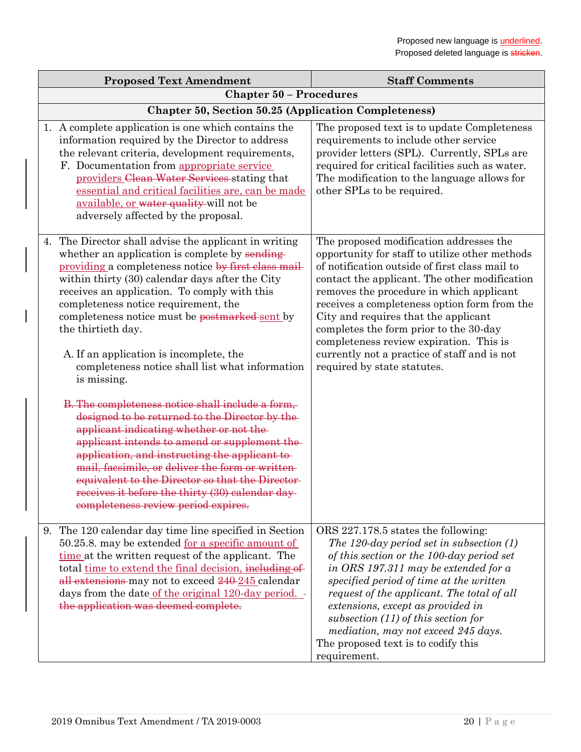Proposed new language is <u>underlined</u>.
Proposed deleted language is ~~stricken~~.

| Proposed Text Amendment | Staff Comments |
|---|---|
| **Chapter 50 – Procedures** | |
| **Chapter 50, Section 50.25 (Application Completeness)** | |
| 1. A complete application is one which contains the information required by the Director to address the relevant criteria, development requirements,<br>F. Documentation from <u>appropriate service providers</u> ~~Clean Water Services~~ stating that <u>essential and critical facilities are, can be made available, or</u> ~~water quality~~ will not be adversely affected by the proposal. | The proposed text is to update Completeness requirements to include other service provider letters (SPL). Currently, SPLs are required for critical facilities such as water. The modification to the language allows for other SPLs to be required. |
| 4. The Director shall advise the applicant in writing whether an application is complete by ~~sending~~ <u>providing</u> a completeness notice ~~by first class mail~~ within thirty (30) calendar days after the City receives an application. To comply with this completeness notice requirement, the completeness notice must be ~~postmarked~~ <u>sent</u> by the thirtieth day.<br><br>A. If an application is incomplete, the completeness notice shall list what information is missing.<br><br>~~B. The completeness notice shall include a form, designed to be returned to the Director by the applicant indicating whether or not the applicant intends to amend or supplement the application, and instructing the applicant to mail, facsimile, or deliver the form or written equivalent to the Director so that the Director receives it before the thirty (30) calendar day completeness review period expires.~~ | The proposed modification addresses the opportunity for staff to utilize other methods of notification outside of first class mail to contact the applicant. The other modification removes the procedure in which applicant receives a completeness option form from the City and requires that the applicant completes the form prior to the 30-day completeness review expiration. This is currently not a practice of staff and is not required by state statutes. |
| 9. The 120 calendar day time line specified in Section 50.25.8. may be extended <u>for a specific amount of time</u> at the written request of the applicant. The total <u>time to extend the final decision,</u> ~~including of all extensions~~ may not to exceed ~~240~~ <u>245</u> calendar days from the date <u>of the original 120-day period.</u> ~~the application was deemed complete.~~ | ORS 227.178.5 states the following:<br>*The 120-day period set in subsection (1) of this section or the 100-day period set in ORS 197.311 may be extended for a specified period of time at the written request of the applicant. The total of all extensions, except as provided in subsection (11) of this section for mediation, may not exceed 245 days.*<br>The proposed text is to codify this requirement. |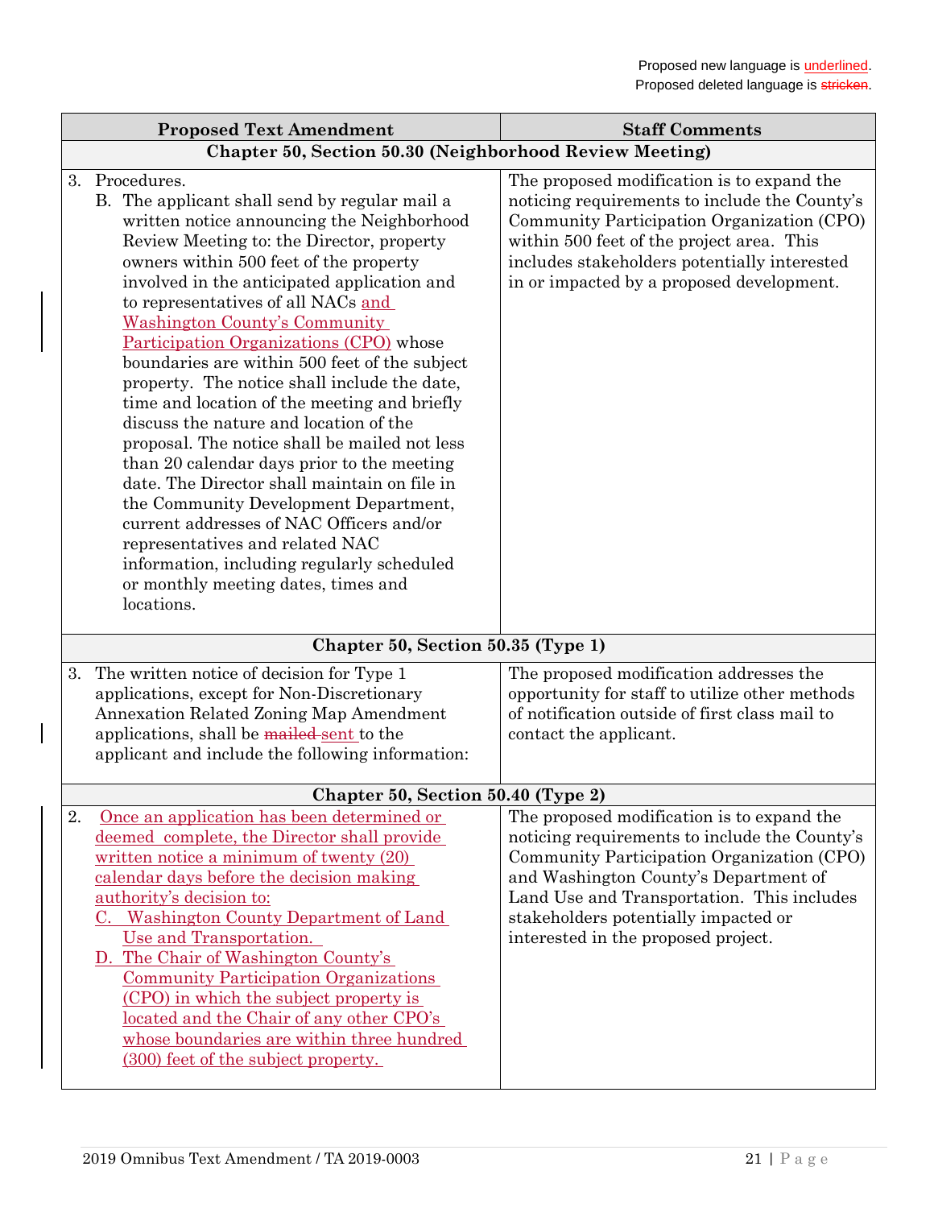Proposed new language is <u>underlined</u>.
Proposed deleted language is ~~stricken~~.

| Proposed Text Amendment | Staff Comments |
|---|---|
| **Chapter 50, Section 50.30 (Neighborhood Review Meeting)** | |
| 3. Procedures.<br>B. The applicant shall send by regular mail a written notice announcing the Neighborhood Review Meeting to: the Director, property owners within 500 feet of the property involved in the anticipated application and to representatives of all NACs <u>and Washington County's Community Participation Organizations (CPO)</u> whose boundaries are within 500 feet of the subject property. The notice shall include the date, time and location of the meeting and briefly discuss the nature and location of the proposal. The notice shall be mailed not less than 20 calendar days prior to the meeting date. The Director shall maintain on file in the Community Development Department, current addresses of NAC Officers and/or representatives and related NAC information, including regularly scheduled or monthly meeting dates, times and locations. | The proposed modification is to expand the noticing requirements to include the County's Community Participation Organization (CPO) within 500 feet of the project area. This includes stakeholders potentially interested in or impacted by a proposed development. |
| **Chapter 50, Section 50.35 (Type 1)** | |
| 3. The written notice of decision for Type 1 applications, except for Non-Discretionary Annexation Related Zoning Map Amendment applications, shall be ~~mailed~~ <u>sent</u> to the applicant and include the following information: | The proposed modification addresses the opportunity for staff to utilize other methods of notification outside of first class mail to contact the applicant. |
| **Chapter 50, Section 50.40 (Type 2)** | |
| 2. <u>Once an application has been determined or deemed complete, the Director shall provide written notice a minimum of twenty (20) calendar days before the decision making authority's decision to:</u><br><u>C. Washington County Department of Land Use and Transportation.</u><br><u>D. The Chair of Washington County's Community Participation Organizations (CPO) in which the subject property is located and the Chair of any other CPO's whose boundaries are within three hundred (300) feet of the subject property.</u> | The proposed modification is to expand the noticing requirements to include the County's Community Participation Organization (CPO) and Washington County's Department of Land Use and Transportation. This includes stakeholders potentially impacted or interested in the proposed project. |

2019 Omnibus Text Amendment / TA 2019-0003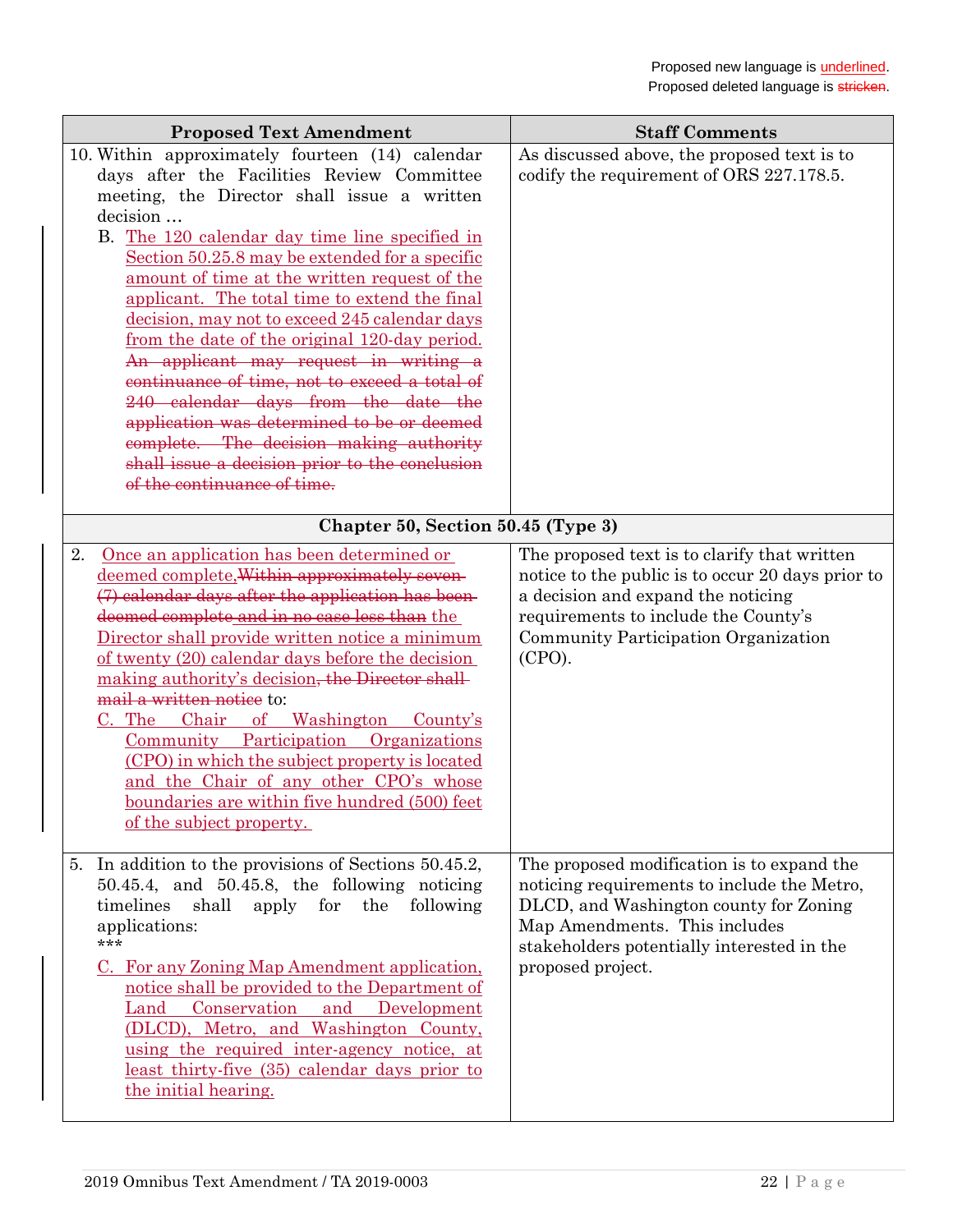Proposed new language is <u>underlined</u>.
Proposed deleted language is ~~stricken~~.

| Proposed Text Amendment | Staff Comments |
|---|---|
| 10. Within approximately fourteen (14) calendar days after the Facilities Review Committee meeting, the Director shall issue a written decision … <br> B. <u>The 120 calendar day time line specified in Section 50.25.8 may be extended for a specific amount of time at the written request of the applicant. The total time to extend the final decision, may not to exceed 245 calendar days from the date of the original 120-day period.</u> ~~An applicant may request in writing a continuance of time, not to exceed a total of 240 calendar days from the date the application was determined to be or deemed complete. The decision making authority shall issue a decision prior to the conclusion of the continuance of time.~~ | As discussed above, the proposed text is to codify the requirement of ORS 227.178.5. |
| **Chapter 50, Section 50.45 (Type 3)** | |
| 2. <u>Once an application has been determined or deemed complete,</u>~~Within approximately seven (7) calendar days after the application has been deemed complete~~ ~~and in no case less than~~ <u>the Director shall provide written notice a minimum of twenty (20) calendar days before the decision making authority's decision</u>~~, the Director shall mail a written notice~~ to: <br> <u>C. The Chair of Washington County's Community Participation Organizations (CPO) in which the subject property is located and the Chair of any other CPO's whose boundaries are within five hundred (500) feet of the subject property.</u> | The proposed text is to clarify that written notice to the public is to occur 20 days prior to a decision and expand the noticing requirements to include the County's Community Participation Organization (CPO). |
| 5. In addition to the provisions of Sections 50.45.2, 50.45.4, and 50.45.8, the following noticing timelines shall apply for the following applications: <br> *** <br> <u>C. For any Zoning Map Amendment application, notice shall be provided to the Department of Land Conservation and Development (DLCD), Metro, and Washington County, using the required inter-agency notice, at least thirty-five (35) calendar days prior to the initial hearing.</u> | The proposed modification is to expand the noticing requirements to include the Metro, DLCD, and Washington county for Zoning Map Amendments. This includes stakeholders potentially interested in the proposed project. |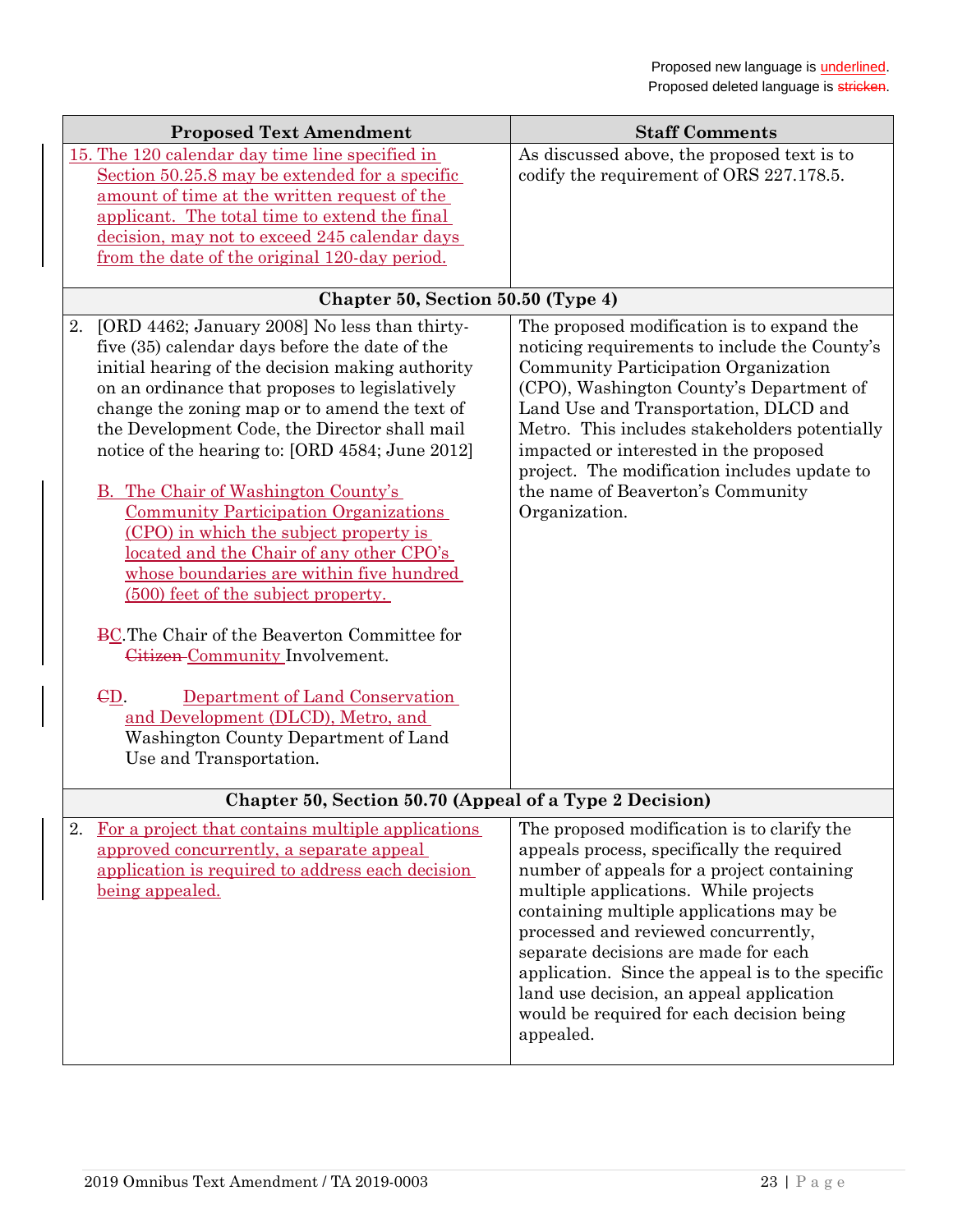Proposed new language is <u>underlined</u>.
Proposed deleted language is ~~stricken~~.

| Proposed Text Amendment | Staff Comments |
|---|---|
| <u>15. The 120 calendar day time line specified in Section 50.25.8 may be extended for a specific amount of time at the written request of the applicant. The total time to extend the final decision, may not to exceed 245 calendar days from the date of the original 120-day period.</u> | As discussed above, the proposed text is to codify the requirement of ORS 227.178.5. |
| **Chapter 50, Section 50.50 (Type 4)** | |
| 2. [ORD 4462; January 2008] No less than thirty-five (35) calendar days before the date of the initial hearing of the decision making authority on an ordinance that proposes to legislatively change the zoning map or to amend the text of the Development Code, the Director shall mail notice of the hearing to: [ORD 4584; June 2012]<br><br><u>B. The Chair of Washington County's Community Participation Organizations (CPO) in which the subject property is located and the Chair of any other CPO's whose boundaries are within five hundred (500) feet of the subject property.</u><br><br>~~B~~<u>C</u>.The Chair of the Beaverton Committee for ~~Citizen~~ <u>Community</u> Involvement.<br><br>~~C~~<u>D</u>. <u>Department of Land Conservation and Development (DLCD), Metro, and</u> Washington County Department of Land Use and Transportation. | The proposed modification is to expand the noticing requirements to include the County's Community Participation Organization (CPO), Washington County's Department of Land Use and Transportation, DLCD and Metro. This includes stakeholders potentially impacted or interested in the proposed project. The modification includes update to the name of Beaverton's Community Organization. |
| **Chapter 50, Section 50.70 (Appeal of a Type 2 Decision)** | |
| 2. <u>For a project that contains multiple applications approved concurrently, a separate appeal application is required to address each decision being appealed.</u> | The proposed modification is to clarify the appeals process, specifically the required number of appeals for a project containing multiple applications. While projects containing multiple applications may be processed and reviewed concurrently, separate decisions are made for each application. Since the appeal is to the specific land use decision, an appeal application would be required for each decision being appealed. |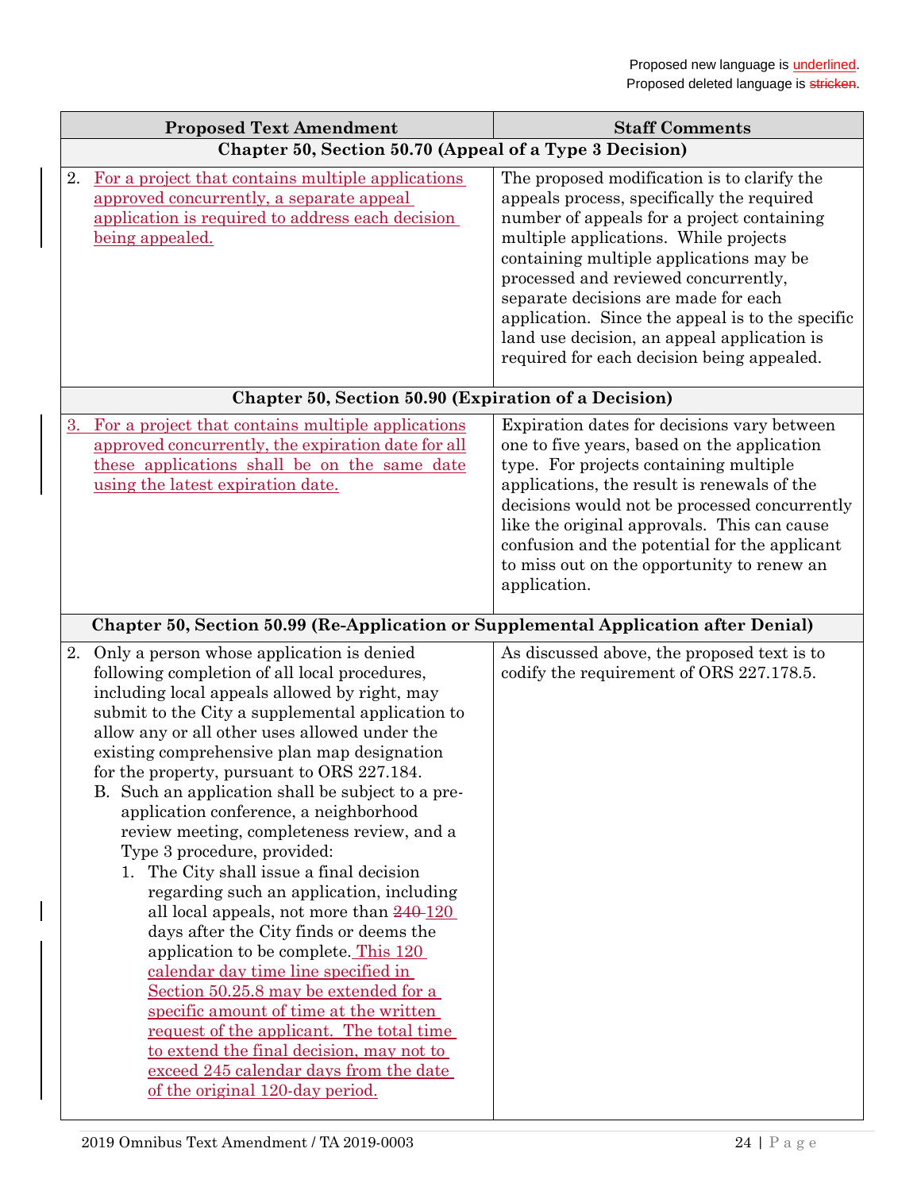Proposed new language is underlined.
Proposed deleted language is ~~stricken~~.

| Proposed Text Amendment | Staff Comments |
|---|---|
| **Chapter 50, Section 50.70 (Appeal of a Type 3 Decision)** | |
| 2. <u>For a project that contains multiple applications approved concurrently, a separate appeal application is required to address each decision being appealed.</u> | The proposed modification is to clarify the appeals process, specifically the required number of appeals for a project containing multiple applications. While projects containing multiple applications may be processed and reviewed concurrently, separate decisions are made for each application. Since the appeal is to the specific land use decision, an appeal application is required for each decision being appealed. |
| **Chapter 50, Section 50.90 (Expiration of a Decision)** | |
| <u>3. For a project that contains multiple applications approved concurrently, the expiration date for all these applications shall be on the same date using the latest expiration date.</u> | Expiration dates for decisions vary between one to five years, based on the application type. For projects containing multiple applications, the result is renewals of the decisions would not be processed concurrently like the original approvals. This can cause confusion and the potential for the applicant to miss out on the opportunity to renew an application. |
| **Chapter 50, Section 50.99 (Re-Application or Supplemental Application after Denial)** | |
| 2. Only a person whose application is denied following completion of all local procedures, including local appeals allowed by right, may submit to the City a supplemental application to allow any or all other uses allowed under the existing comprehensive plan map designation for the property, pursuant to ORS 227.184.<br>B. Such an application shall be subject to a pre-application conference, a neighborhood review meeting, completeness review, and a Type 3 procedure, provided:<br>1. The City shall issue a final decision regarding such an application, including all local appeals, not more than ~~240~~ <u>120</u> days after the City finds or deems the application to be complete. <u>This 120 calendar day time line specified in Section 50.25.8 may be extended for a specific amount of time at the written request of the applicant. The total time to extend the final decision, may not to exceed 245 calendar days from the date of the original 120-day period.</u> | As discussed above, the proposed text is to codify the requirement of ORS 227.178.5. |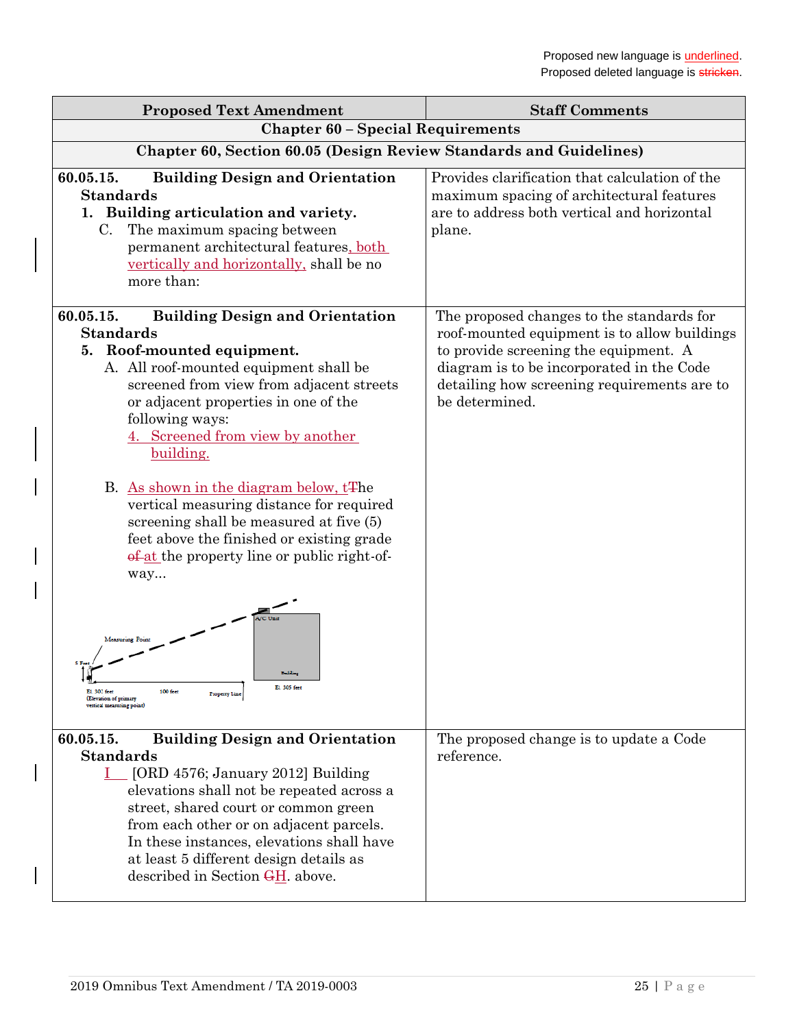Proposed new language is underlined.
Proposed deleted language is ~~stricken~~.

| Proposed Text Amendment | Staff Comments |
|---|---|
| **Chapter 60 – Special Requirements** | |
| **Chapter 60, Section 60.05 (Design Review Standards and Guidelines)** | |
| **60.05.15. Building Design and Orientation Standards**<br>**1. Building articulation and variety.**<br>C. The maximum spacing between permanent architectural features, both vertically and horizontally, shall be no more than: | Provides clarification that calculation of the maximum spacing of architectural features are to address both vertical and horizontal plane. |
| **60.05.15. Building Design and Orientation Standards**<br>**5. Roof-mounted equipment.**<br>A. All roof-mounted equipment shall be screened from view from adjacent streets or adjacent properties in one of the following ways:<br>4. Screened from view by another building.<br><br>B. As shown in the diagram below, t~~T~~he vertical measuring distance for required screening shall be measured at five (5) feet above the finished or existing grade ~~of~~ at the property line or public right-of-way... | The proposed changes to the standards for roof-mounted equipment is to allow buildings to provide screening the equipment. A diagram is to be incorporated in the Code detailing how screening requirements are to be determined. |
| **60.05.15. Building Design and Orientation Standards**<br>I [ORD 4576; January 2012] Building elevations shall not be repeated across a street, shared court or common green from each other or on adjacent parcels. In these instances, elevations shall have at least 5 different design details as described in Section ~~G~~H. above. | The proposed change is to update a Code reference. |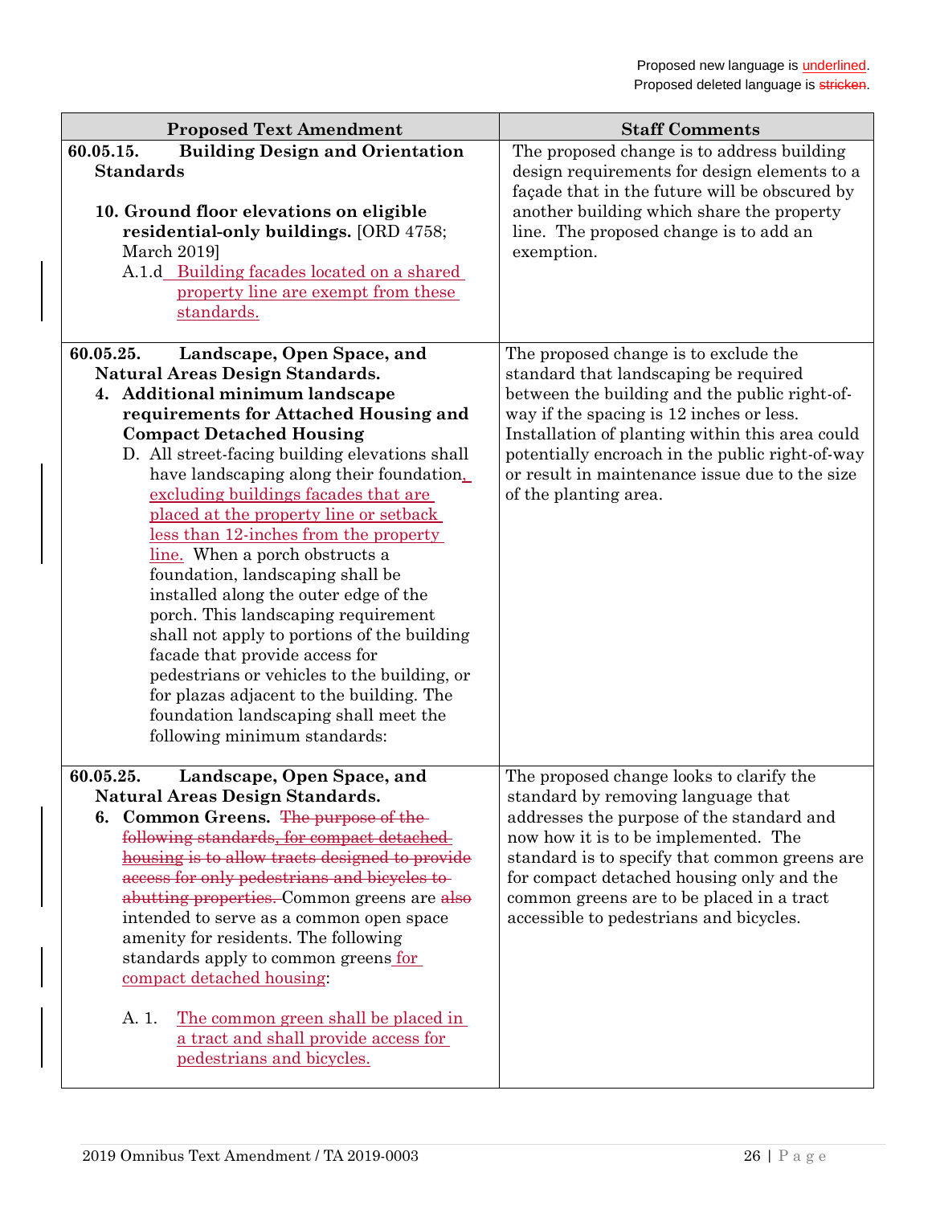Proposed new language is <u>underlined</u>.
Proposed deleted language is ~~stricken~~.

| Proposed Text Amendment | Staff Comments |
|---|---|
| **60.05.15. Building Design and Orientation Standards**<br><br>**10. Ground floor elevations on eligible residential-only buildings.** [ORD 4758; March 2019]<br>A.1.d <u>Building facades located on a shared property line are exempt from these standards.</u> | The proposed change is to address building design requirements for design elements to a façade that in the future will be obscured by another building which share the property line. The proposed change is to add an exemption. |
| **60.05.25. Landscape, Open Space, and Natural Areas Design Standards.**<br>**4. Additional minimum landscape requirements for Attached Housing and Compact Detached Housing**<br>D. All street-facing building elevations shall have landscaping along their foundation<u>, excluding buildings facades that are placed at the property line or setback less than 12-inches from the property line.</u> When a porch obstructs a foundation, landscaping shall be installed along the outer edge of the porch. This landscaping requirement shall not apply to portions of the building facade that provide access for pedestrians or vehicles to the building, or for plazas adjacent to the building. The foundation landscaping shall meet the following minimum standards: | The proposed change is to exclude the standard that landscaping be required between the building and the public right-of-way if the spacing is 12 inches or less. Installation of planting within this area could potentially encroach in the public right-of-way or result in maintenance issue due to the size of the planting area. |
| **60.05.25. Landscape, Open Space, and Natural Areas Design Standards.**<br>**6. Common Greens.** ~~The purpose of the following standards, for compact detached housing is to allow tracts designed to provide access for only pedestrians and bicycles to abutting properties.~~ Common greens are ~~also~~ intended to serve as a common open space amenity for residents. The following standards apply to common greens <u>for compact detached housing</u>:<br><br>A. 1. <u>The common green shall be placed in a tract and shall provide access for pedestrians and bicycles.</u> | The proposed change looks to clarify the standard by removing language that addresses the purpose of the standard and how it is to be implemented. The standard is to specify that common greens are for compact detached housing only and the common greens are to be placed in a tract accessible to pedestrians and bicycles. |

2019 Omnibus Text Amendment / TA 2019-0003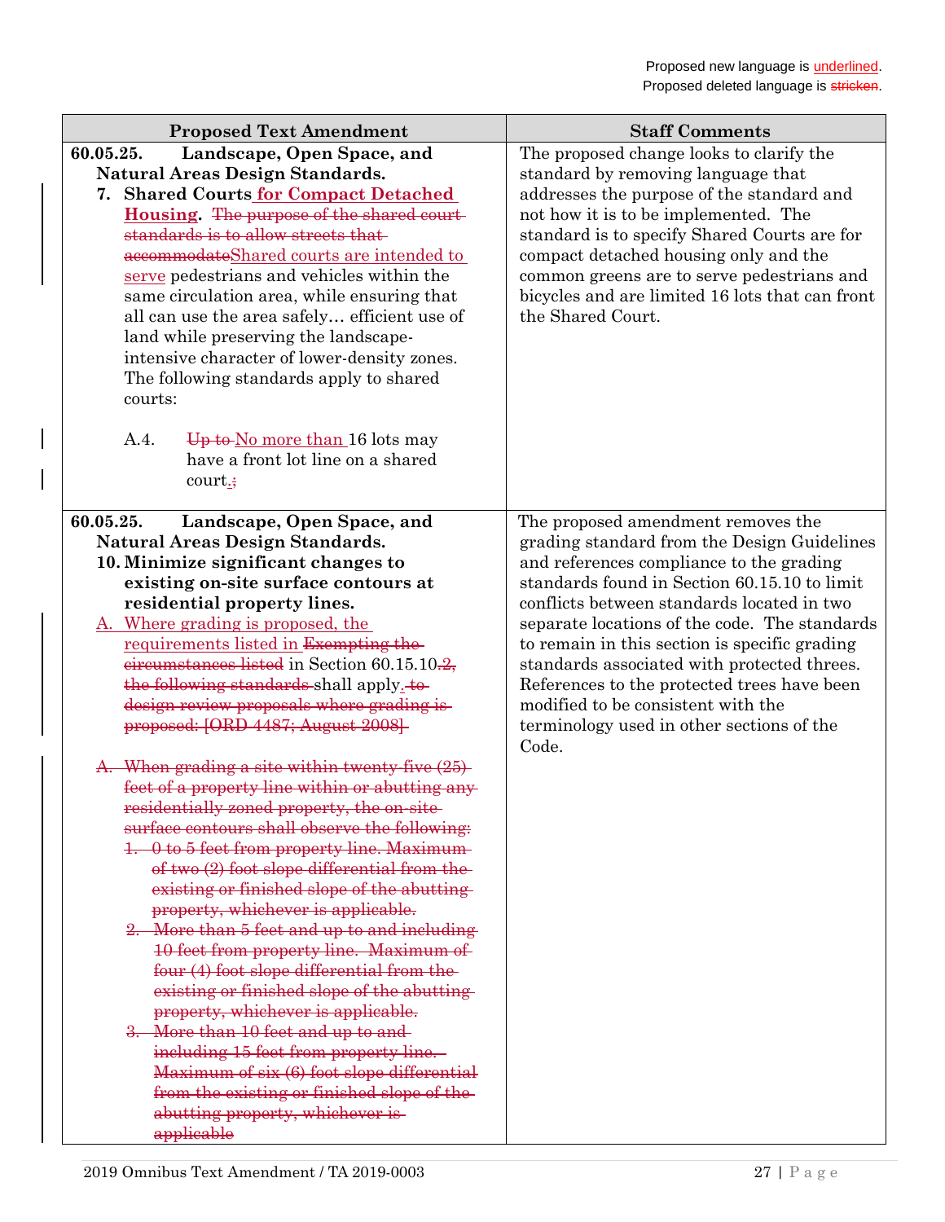Proposed new language is underlined.
Proposed deleted language is ~~stricken~~.

| Proposed Text Amendment | Staff Comments |
|---|---|
| **60.05.25. Landscape, Open Space, and Natural Areas Design Standards.** <br> **7. Shared Courts <ins>for Compact Detached Housing</ins>.** ~~The purpose of the shared court standards is to allow streets that accommodate~~<ins>Shared courts are intended to serve</ins> pedestrians and vehicles within the same circulation area, while ensuring that all can use the area safely… efficient use of land while preserving the landscape-intensive character of lower-density zones. The following standards apply to shared courts: <br><br> A.4. ~~Up to~~ <ins>No more than</ins> 16 lots may have a front lot line on a shared court<ins>.</ins>~~;~~ | The proposed change looks to clarify the standard by removing language that addresses the purpose of the standard and not how it is to be implemented. The standard is to specify Shared Courts are for compact detached housing only and the common greens are to serve pedestrians and bicycles and are limited 16 lots that can front the Shared Court. |
| **60.05.25. Landscape, Open Space, and Natural Areas Design Standards.** <br> **10. Minimize significant changes to existing on-site surface contours at residential property lines.** <br> <ins>A. Where grading is proposed, the requirements listed in</ins> ~~Exempting the circumstances listed~~ in Section 60.15.10~~.2, the following standards~~ shall apply. ~~to design review proposals where grading is proposed: [ORD 4487; August 2008]~~ <br><br> ~~A. When grading a site within twenty-five (25) feet of a property line within or abutting any residentially zoned property, the on-site surface contours shall observe the following:~~ <br> ~~1. 0 to 5 feet from property line. Maximum of two (2) foot slope differential from the existing or finished slope of the abutting property, whichever is applicable.~~ <br> ~~2. More than 5 feet and up to and including 10 feet from property line. Maximum of four (4) foot slope differential from the existing or finished slope of the abutting property, whichever is applicable.~~ <br> ~~3. More than 10 feet and up to and including 15 feet from property line. Maximum of six (6) foot slope differential from the existing or finished slope of the abutting property, whichever is applicable~~ | The proposed amendment removes the grading standard from the Design Guidelines and references compliance to the grading standards found in Section 60.15.10 to limit conflicts between standards located in two separate locations of the code. The standards to remain in this section is specific grading standards associated with protected threes. References to the protected trees have been modified to be consistent with the terminology used in other sections of the Code. |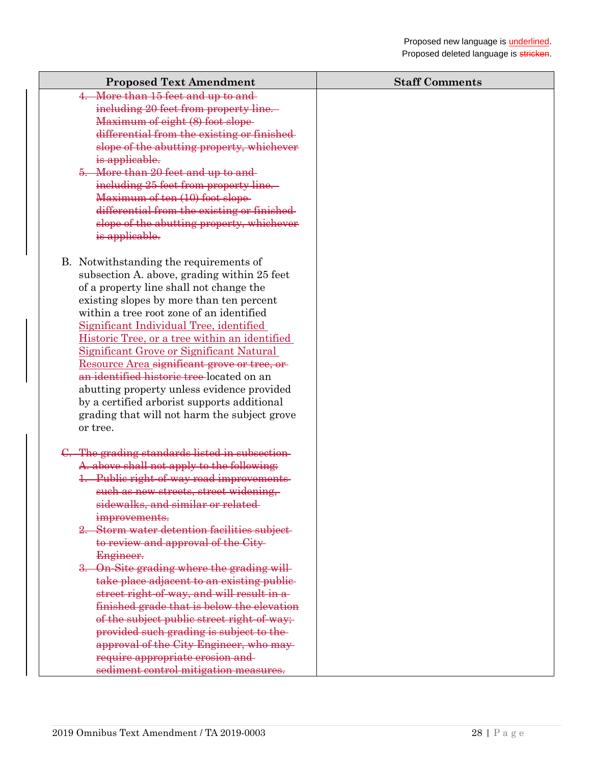Proposed new language is <u>underlined</u>.
Proposed deleted language is ~~stricken~~.

| Proposed Text Amendment | Staff Comments |
|---|---|
| ~~4. More than 15 feet and up to and including 20 feet from property line. Maximum of eight (8) foot slope differential from the existing or finished slope of the abutting property, whichever is applicable.~~<br>~~5. More than 20 feet and up to and including 25 feet from property line. Maximum of ten (10) foot slope differential from the existing or finished slope of the abutting property, whichever is applicable.~~<br><br>B. Notwithstanding the requirements of subsection A. above, grading within 25 feet of a property line shall not change the existing slopes by more than ten percent within a tree root zone of an identified <u>Significant Individual Tree, identified Historic Tree, or a tree within an identified Significant Grove or Significant Natural Resource Area</u> ~~significant grove or tree, or an identified historic tree~~ located on an abutting property unless evidence provided by a certified arborist supports additional grading that will not harm the subject grove or tree.<br><br>~~C. The grading standards listed in subsection A. above shall not apply to the following:~~<br>~~1. Public right-of-way road improvements such as new streets, street widening, sidewalks, and similar or related improvements.~~<br>~~2. Storm water detention facilities subject to review and approval of the City Engineer.~~<br>~~3. On-Site grading where the grading will take place adjacent to an existing public street right-of-way, and will result in a finished grade that is below the elevation of the subject public street right-of-way; provided such grading is subject to the approval of the City Engineer, who may require appropriate erosion and sediment control mitigation measures.~~ | |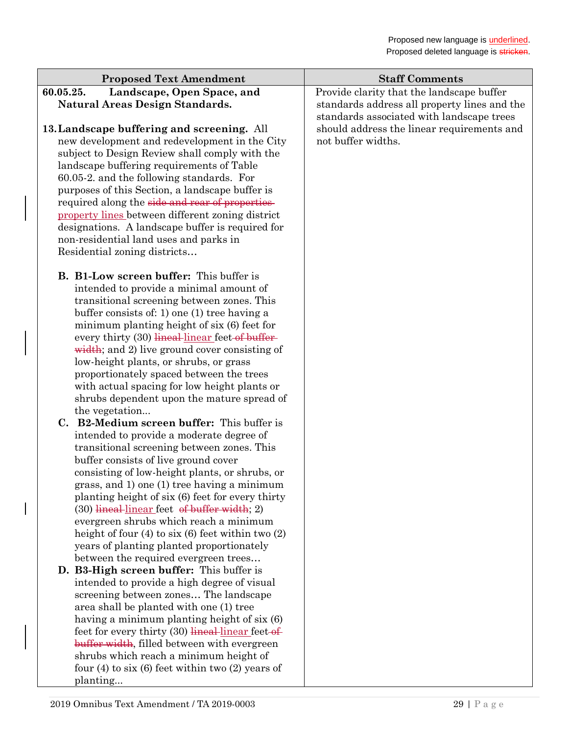Proposed new language is <u>underlined</u>.
Proposed deleted language is ~~stricken~~.

| Proposed Text Amendment | Staff Comments |
|---|---|
| **60.05.25. Landscape, Open Space, and Natural Areas Design Standards.**<br><br>**13. Landscape buffering and screening.** All new development and redevelopment in the City subject to Design Review shall comply with the landscape buffering requirements of Table 60.05-2. and the following standards. For purposes of this Section, a landscape buffer is required along the ~~side and rear of properties~~ <u>property lines</u> between different zoning district designations. A landscape buffer is required for non-residential land uses and parks in Residential zoning districts…<br><br>**B. B1-Low screen buffer:** This buffer is intended to provide a minimal amount of transitional screening between zones. This buffer consists of: 1) one (1) tree having a minimum planting height of six (6) feet for every thirty (30) ~~lineal~~ <u>linear</u> feet ~~of buffer width~~; and 2) live ground cover consisting of low-height plants, or shrubs, or grass proportionately spaced between the trees with actual spacing for low height plants or shrubs dependent upon the mature spread of the vegetation...<br>**C. B2-Medium screen buffer:** This buffer is intended to provide a moderate degree of transitional screening between zones. This buffer consists of live ground cover consisting of low-height plants, or shrubs, or grass, and 1) one (1) tree having a minimum planting height of six (6) feet for every thirty (30) ~~lineal~~ <u>linear</u> feet ~~of buffer width~~; 2) evergreen shrubs which reach a minimum height of four (4) to six (6) feet within two (2) years of planting planted proportionately between the required evergreen trees…<br>**D. B3-High screen buffer:** This buffer is intended to provide a high degree of visual screening between zones… The landscape area shall be planted with one (1) tree having a minimum planting height of six (6) feet for every thirty (30) ~~lineal~~ <u>linear</u> feet ~~of buffer width~~, filled between with evergreen shrubs which reach a minimum height of four (4) to six (6) feet within two (2) years of planting... | Provide clarity that the landscape buffer standards address all property lines and the standards associated with landscape trees should address the linear requirements and not buffer widths. |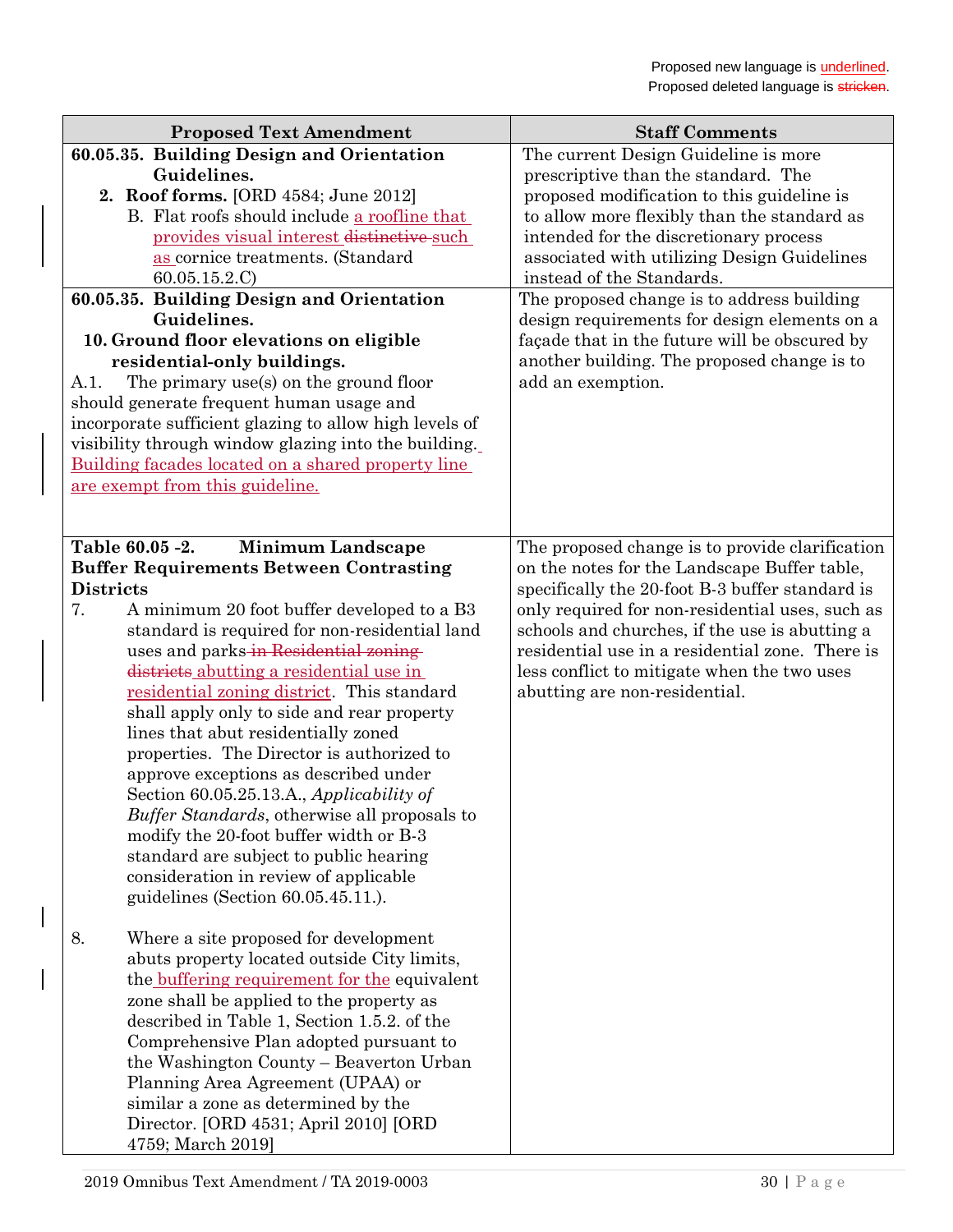Proposed new language is <u>underlined</u>.
Proposed deleted language is ~~stricken~~.

| Proposed Text Amendment | Staff Comments |
|---|---|
| **60.05.35. Building Design and Orientation Guidelines.** <br> **2. Roof forms.** [ORD 4584; June 2012] <br> B. Flat roofs should include <u>a roofline that provides visual interest</u> ~~distinctive~~ <u>such as</u> cornice treatments. (Standard 60.05.15.2.C) | The current Design Guideline is more prescriptive than the standard. The proposed modification to this guideline is to allow more flexibly than the standard as intended for the discretionary process associated with utilizing Design Guidelines instead of the Standards. |
| **60.05.35. Building Design and Orientation Guidelines.** <br> **10. Ground floor elevations on eligible residential-only buildings.** <br> A.1. The primary use(s) on the ground floor should generate frequent human usage and incorporate sufficient glazing to allow high levels of visibility through window glazing into the building. <u>Building facades located on a shared property line are exempt from this guideline.</u> | The proposed change is to address building design requirements for design elements on a façade that in the future will be obscured by another building. The proposed change is to add an exemption. |
| **Table 60.05 -2. Minimum Landscape Buffer Requirements Between Contrasting Districts** <br> 7. A minimum 20 foot buffer developed to a B3 standard is required for non-residential land uses and parks ~~in Residential zoning districts~~ <u>abutting a residential use in residential zoning district</u>. This standard shall apply only to side and rear property lines that abut residentially zoned properties. The Director is authorized to approve exceptions as described under Section 60.05.25.13.A., *Applicability of Buffer Standards*, otherwise all proposals to modify the 20-foot buffer width or B-3 standard are subject to public hearing consideration in review of applicable guidelines (Section 60.05.45.11.). <br><br> 8. Where a site proposed for development abuts property located outside City limits, the <u>buffering requirement for the</u> equivalent zone shall be applied to the property as described in Table 1, Section 1.5.2. of the Comprehensive Plan adopted pursuant to the Washington County – Beaverton Urban Planning Area Agreement (UPAA) or similar a zone as determined by the Director. [ORD 4531; April 2010] [ORD 4759; March 2019] | The proposed change is to provide clarification on the notes for the Landscape Buffer table, specifically the 20-foot B-3 buffer standard is only required for non-residential uses, such as schools and churches, if the use is abutting a residential use in a residential zone. There is less conflict to mitigate when the two uses abutting are non-residential. |

2019 Omnibus Text Amendment / TA 2019-0003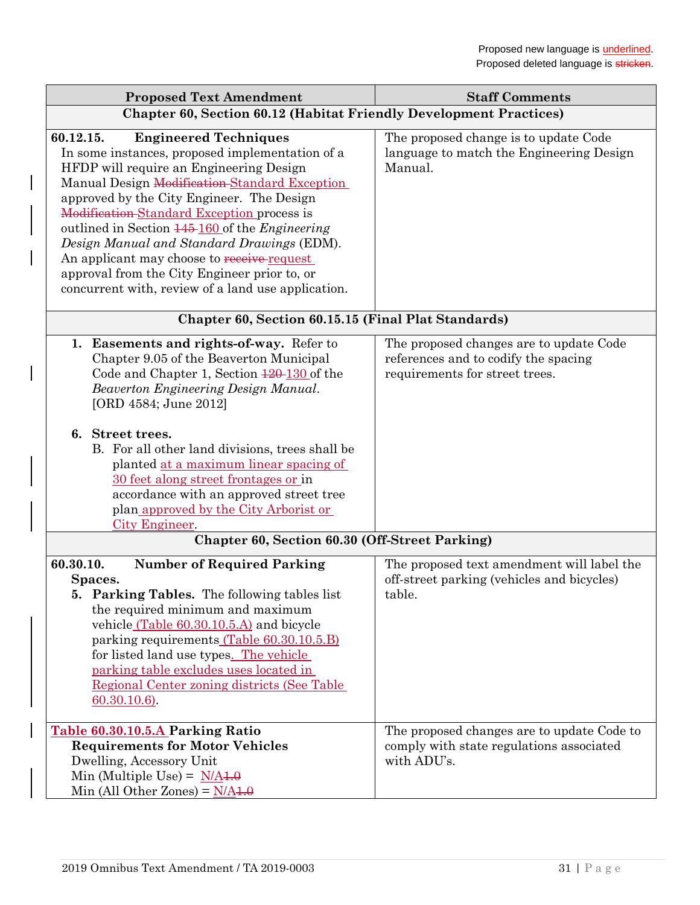Proposed new language is <u>underlined</u>.
Proposed deleted language is ~~stricken~~.

| Proposed Text Amendment | Staff Comments |
|---|---|
| **Chapter 60, Section 60.12 (Habitat Friendly Development Practices)** | |
| **60.12.15. Engineered Techniques** In some instances, proposed implementation of a HFDP will require an Engineering Design Manual Design ~~Modification~~ <u>Standard Exception</u> approved by the City Engineer. The Design ~~Modification~~ <u>Standard Exception</u> process is outlined in Section ~~145~~ <u>160</u> of the *Engineering Design Manual and Standard Drawings* (EDM). An applicant may choose to ~~receive~~ <u>request</u> approval from the City Engineer prior to, or concurrent with, review of a land use application. | The proposed change is to update Code language to match the Engineering Design Manual. |
| **Chapter 60, Section 60.15.15 (Final Plat Standards)** | |
| 1. **Easements and rights-of-way.** Refer to Chapter 9.05 of the Beaverton Municipal Code and Chapter 1, Section ~~120~~ <u>130</u> of the *Beaverton Engineering Design Manual*. [ORD 4584; June 2012]<br><br>6. **Street trees.**<br>B. For all other land divisions, trees shall be planted <u>at a maximum linear spacing of 30 feet along street frontages or</u> in accordance with an approved street tree plan <u>approved by the City Arborist or City Engineer</u>. | The proposed changes are to update Code references and to codify the spacing requirements for street trees. |
| **Chapter 60, Section 60.30 (Off-Street Parking)** | |
| **60.30.10. Number of Required Parking Spaces.**<br>5. **Parking Tables.** The following tables list the required minimum and maximum vehicle <u>(Table 60.30.10.5.A)</u> and bicycle parking requirements <u>(Table 60.30.10.5.B)</u> for listed land use types<u>. The vehicle parking table excludes uses located in Regional Center zoning districts (See Table 60.30.10.6)</u>. | The proposed text amendment will label the off-street parking (vehicles and bicycles) table. |
| <u>**Table 60.30.10.5.A**</u> **Parking Ratio Requirements for Motor Vehicles**<br>Dwelling, Accessory Unit<br>Min (Multiple Use) = <u>N/A</u>~~1.0~~<br>Min (All Other Zones) = <u>N/A</u>~~1.0~~ | The proposed changes are to update Code to comply with state regulations associated with ADU's. |

2019 Omnibus Text Amendment / TA 2019-0003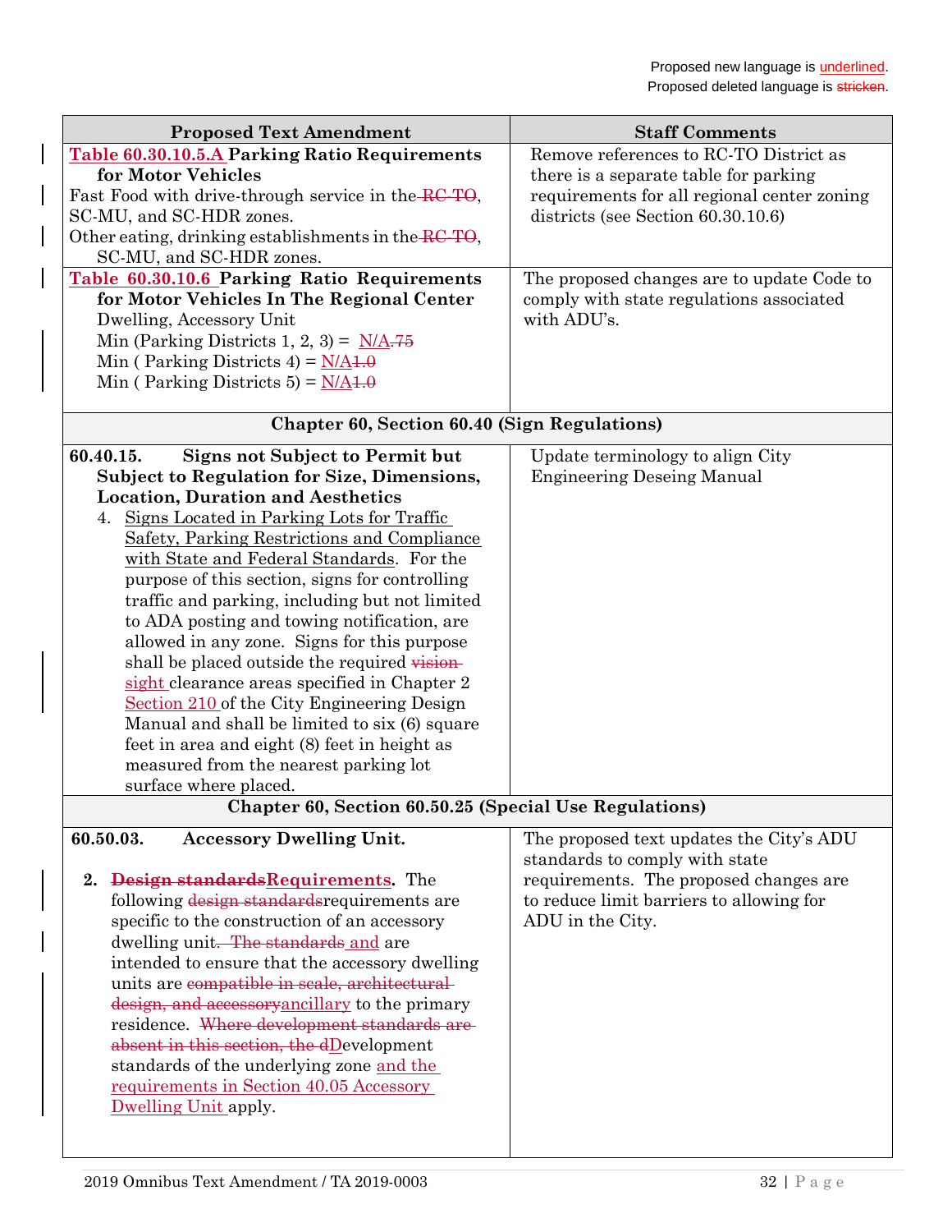Proposed new language is <u>underlined</u>.
Proposed deleted language is ~~stricken~~.

| Proposed Text Amendment | Staff Comments |
|---|---|
| <u>Table 60.30.10.5.A</u> **Parking Ratio Requirements for Motor Vehicles**<br>Fast Food with drive-through service in the ~~RC-TO~~, SC-MU, and SC-HDR zones.<br>Other eating, drinking establishments in the ~~RC-TO~~, SC-MU, and SC-HDR zones. | Remove references to RC-TO District as there is a separate table for parking requirements for all regional center zoning districts (see Section 60.30.10.6) |
| <u>Table 60.30.10.6</u> **Parking Ratio Requirements for Motor Vehicles In The Regional Center**<br>Dwelling, Accessory Unit<br>Min (Parking Districts 1, 2, 3) = <u>N/A</u>~~.75~~<br>Min ( Parking Districts 4) = <u>N/A</u>~~1.0~~<br>Min ( Parking Districts 5) = <u>N/A</u>~~1.0~~ | The proposed changes are to update Code to comply with state regulations associated with ADU's. |
| **Chapter 60, Section 60.40 (Sign Regulations)** | |
| **60.40.15. Signs not Subject to Permit but Subject to Regulation for Size, Dimensions, Location, Duration and Aesthetics**<br>4. <u>Signs Located in Parking Lots for Traffic Safety, Parking Restrictions and Compliance with State and Federal Standards</u>. For the purpose of this section, signs for controlling traffic and parking, including but not limited to ADA posting and towing notification, are allowed in any zone. Signs for this purpose shall be placed outside the required ~~vision~~ <u>sight</u> clearance areas specified in Chapter 2 <u>Section 210</u> of the City Engineering Design Manual and shall be limited to six (6) square feet in area and eight (8) feet in height as measured from the nearest parking lot surface where placed. | Update terminology to align City Engineering Deseing Manual |
| **Chapter 60, Section 60.50.25 (Special Use Regulations)** | |
| **60.50.03. Accessory Dwelling Unit.**<br>**2. ~~Design standards~~<u>Requirements</u>.** The following ~~design standards~~requirements are specific to the construction of an accessory dwelling unit~~. The standards~~ <u>and</u> are intended to ensure that the accessory dwelling units are ~~compatible in scale, architectural design, and accessory~~<u>ancillary</u> to the primary residence. ~~Where development standards are absent in this section, the d~~<u>D</u>evelopment standards of the underlying zone <u>and the requirements in Section 40.05 Accessory Dwelling Unit</u> apply. | The proposed text updates the City's ADU standards to comply with state requirements. The proposed changes are to reduce limit barriers to allowing for ADU in the City. |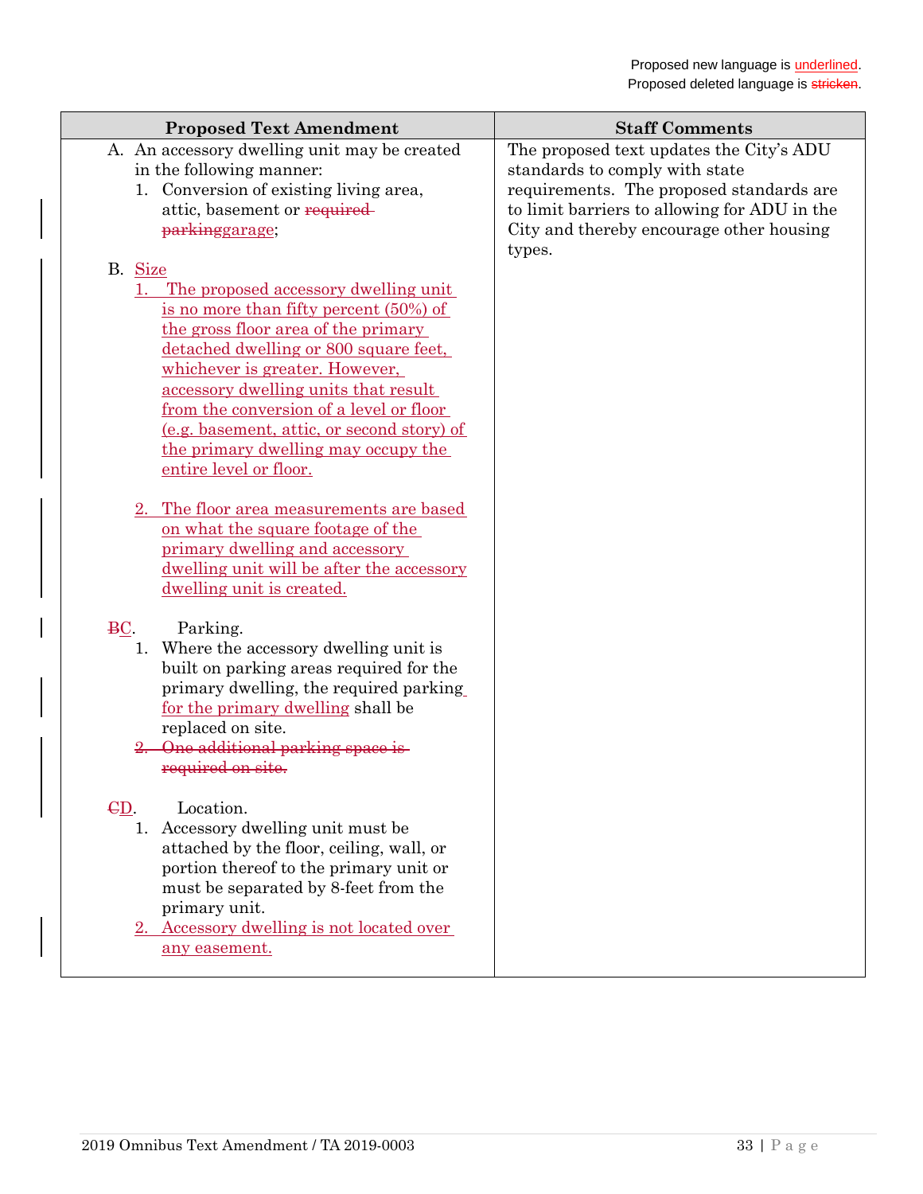Proposed new language is underlined.
Proposed deleted language is ~~stricken~~.

| Proposed Text Amendment | Staff Comments |
| --- | --- |
| A. An accessory dwelling unit may be created in the following manner:<br>1. Conversion of existing living area, attic, basement or ~~required parking~~garage;<br><br>B. <u>Size</u><br><u>1. The proposed accessory dwelling unit is no more than fifty percent (50%) of the gross floor area of the primary detached dwelling or 800 square feet, whichever is greater. However, accessory dwelling units that result from the conversion of a level or floor (e.g. basement, attic, or second story) of the primary dwelling may occupy the entire level or floor.</u><br><br><u>2. The floor area measurements are based on what the square footage of the primary dwelling and accessory dwelling unit will be after the accessory dwelling unit is created.</u><br><br>~~B~~C. Parking.<br>1. Where the accessory dwelling unit is built on parking areas required for the primary dwelling, the required parking <u>for the primary dwelling</u> shall be replaced on site.<br>~~2. One additional parking space is required on site.~~<br><br>~~C~~D. Location.<br>1. Accessory dwelling unit must be attached by the floor, ceiling, wall, or portion thereof to the primary unit or must be separated by 8-feet from the primary unit.<br><u>2. Accessory dwelling is not located over any easement.</u> | The proposed text updates the City's ADU standards to comply with state requirements. The proposed standards are to limit barriers to allowing for ADU in the City and thereby encourage other housing types. |

2019 Omnibus Text Amendment / TA 2019-0003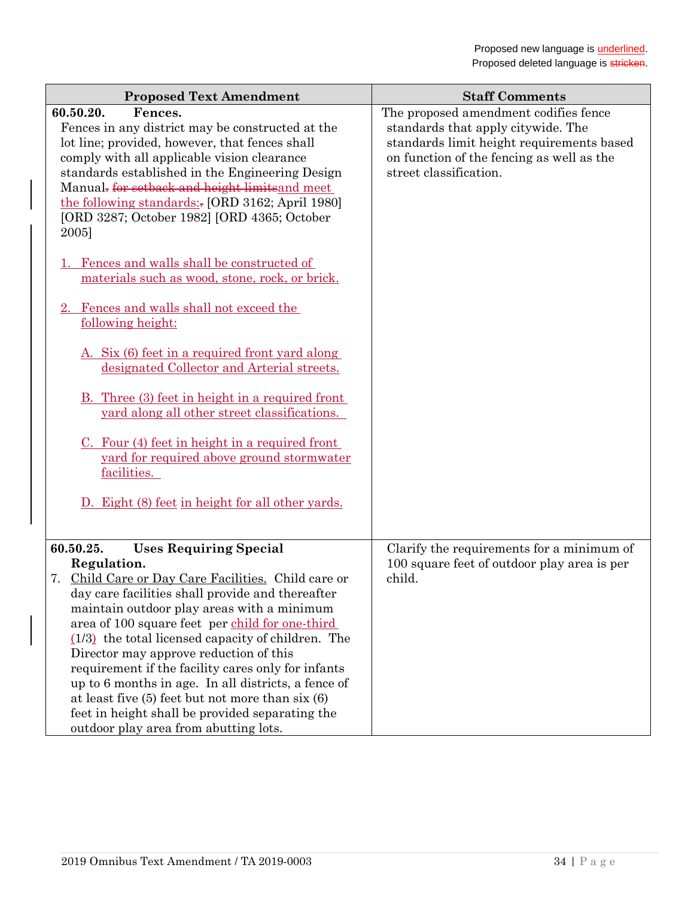Proposed new language is <u>underlined</u>.
Proposed deleted language is ~~stricken~~.

| Proposed Text Amendment | Staff Comments |
|---|---|
| **60.50.20. Fences.**<br>Fences in any district may be constructed at the lot line; provided, however, that fences shall comply with all applicable vision clearance standards established in the Engineering Design Manual~~.~~ ~~for setback and height limits~~<u>and meet the following standards:</u>~~.~~ [ORD 3162; April 1980] [ORD 3287; October 1982] [ORD 4365; October 2005]<br><br><u>1. Fences and walls shall be constructed of materials such as wood, stone, rock, or brick.</u><br><br><u>2. Fences and walls shall not exceed the following height:</u><br><br><u>A. Six (6) feet in a required front yard along designated Collector and Arterial streets.</u><br><br><u>B. Three (3) feet in height in a required front yard along all other street classifications.</u><br><br><u>C. Four (4) feet in height in a required front yard for required above ground stormwater facilities.</u><br><br><u>D. Eight (8) feet in height for all other yards.</u> | The proposed amendment codifies fence standards that apply citywide. The standards limit height requirements based on function of the fencing as well as the street classification. |
| **60.50.25. Uses Requiring Special Regulation.**<br>7. <u>Child Care or Day Care Facilities.</u> Child care or day care facilities shall provide and thereafter maintain outdoor play areas with a minimum area of 100 square feet per <u>child for one-third (1/3)</u> the total licensed capacity of children. The Director may approve reduction of this requirement if the facility cares only for infants up to 6 months in age. In all districts, a fence of at least five (5) feet but not more than six (6) feet in height shall be provided separating the outdoor play area from abutting lots. | Clarify the requirements for a minimum of 100 square feet of outdoor play area is per child. |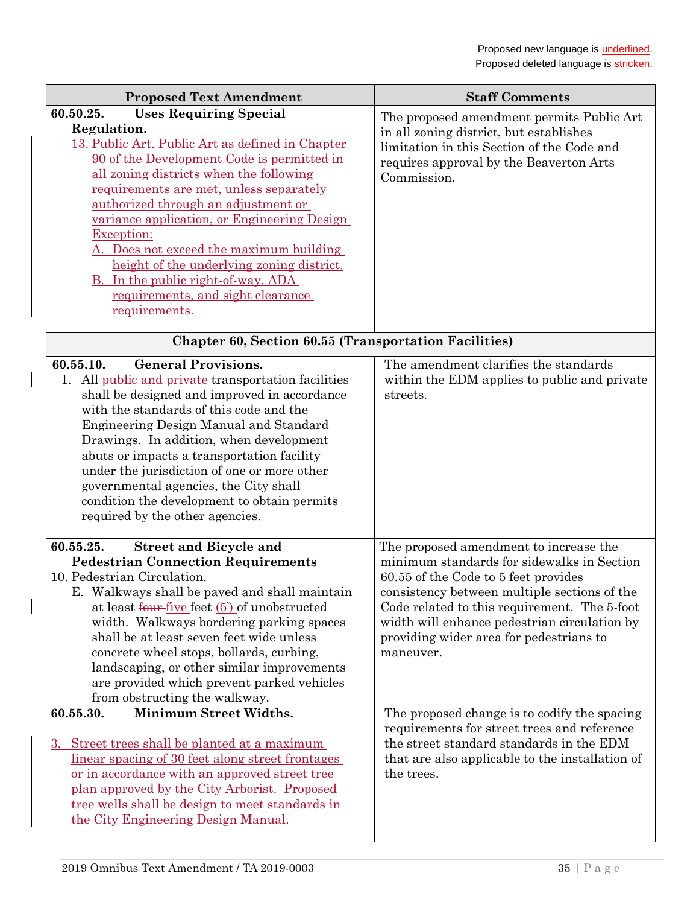Proposed new language is underlined.
Proposed deleted language is ~~stricken~~.

| Proposed Text Amendment | Staff Comments |
|---|---|
| **60.50.25. Uses Requiring Special Regulation.**<br>13. Public Art. Public Art as defined in Chapter 90 of the Development Code is permitted in all zoning districts when the following requirements are met, unless separately authorized through an adjustment or variance application, or Engineering Design Exception:<br>A. Does not exceed the maximum building height of the underlying zoning district.<br>B. In the public right-of-way, ADA requirements, and sight clearance requirements. | The proposed amendment permits Public Art in all zoning district, but establishes limitation in this Section of the Code and requires approval by the Beaverton Arts Commission. |
| **Chapter 60, Section 60.55 (Transportation Facilities)** | |
| **60.55.10. General Provisions.**<br>1. All public and private transportation facilities shall be designed and improved in accordance with the standards of this code and the Engineering Design Manual and Standard Drawings. In addition, when development abuts or impacts a transportation facility under the jurisdiction of one or more other governmental agencies, the City shall condition the development to obtain permits required by the other agencies. | The amendment clarifies the standards within the EDM applies to public and private streets. |
| **60.55.25. Street and Bicycle and Pedestrian Connection Requirements**<br>10. Pedestrian Circulation.<br>E. Walkways shall be paved and shall maintain at least ~~four~~ five feet (5') of unobstructed width. Walkways bordering parking spaces shall be at least seven feet wide unless concrete wheel stops, bollards, curbing, landscaping, or other similar improvements are provided which prevent parked vehicles from obstructing the walkway. | The proposed amendment to increase the minimum standards for sidewalks in Section 60.55 of the Code to 5 feet provides consistency between multiple sections of the Code related to this requirement. The 5-foot width will enhance pedestrian circulation by providing wider area for pedestrians to maneuver. |
| **60.55.30. Minimum Street Widths.**<br>3. Street trees shall be planted at a maximum linear spacing of 30 feet along street frontages or in accordance with an approved street tree plan approved by the City Arborist. Proposed tree wells shall be design to meet standards in the City Engineering Design Manual. | The proposed change is to codify the spacing requirements for street trees and reference the street standard standards in the EDM that are also applicable to the installation of the trees. |

2019 Omnibus Text Amendment / TA 2019-0003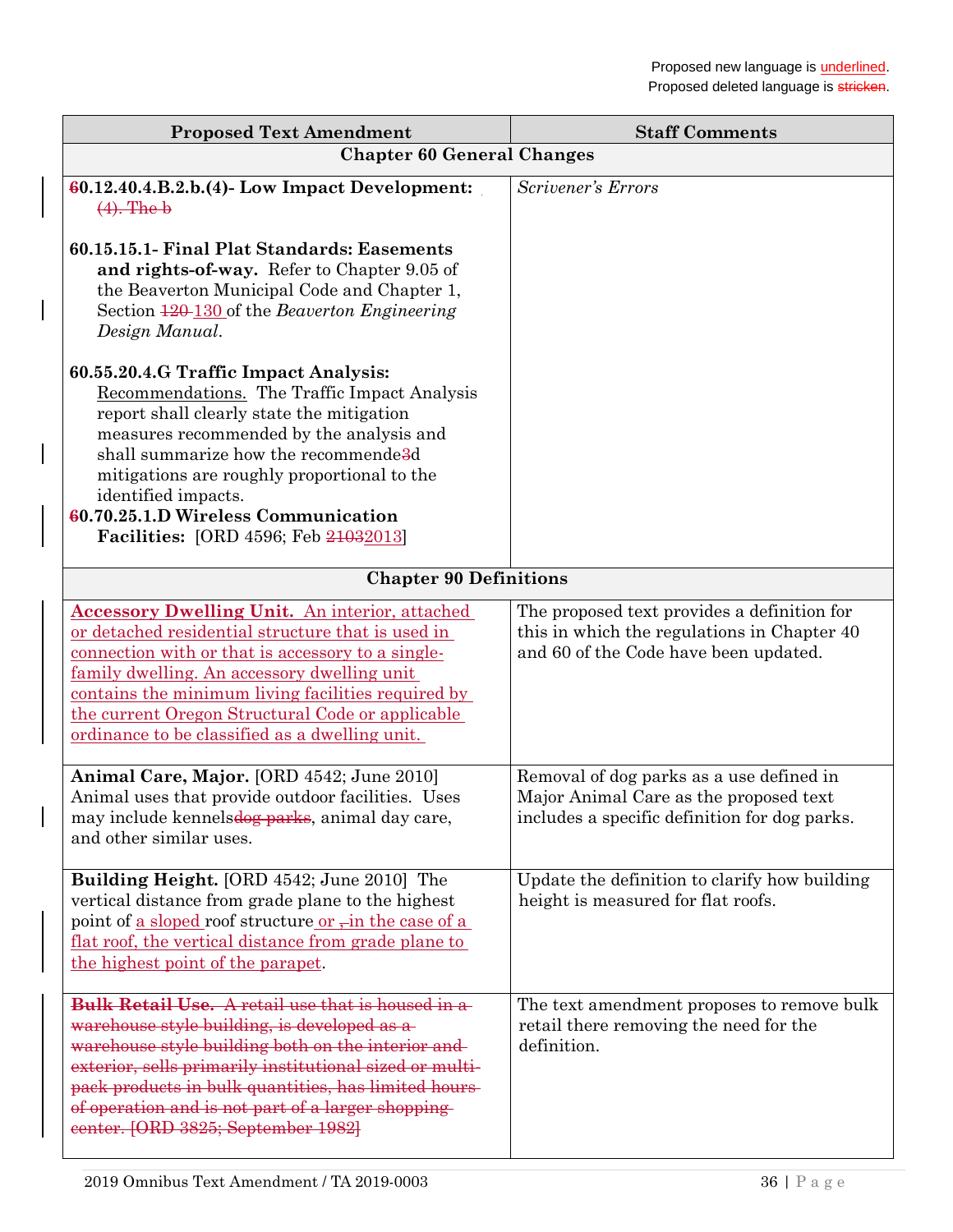Proposed new language is underlined.
Proposed deleted language is ~~stricken~~.

| Proposed Text Amendment | Staff Comments |
|---|---|
| **Chapter 60 General Changes** | |
| **~~6~~0.12.40.4.B.2.b.(4)- Low Impact Development:** ~~(4). The b~~<br><br>**60.15.15.1- Final Plat Standards: Easements and rights-of-way.** Refer to Chapter 9.05 of the Beaverton Municipal Code and Chapter 1, Section ~~120~~ <u>130</u> of the *Beaverton Engineering Design Manual*.<br><br>**60.55.20.4.G Traffic Impact Analysis:** <u>Recommendations.</u> The Traffic Impact Analysis report shall clearly state the mitigation measures recommended by the analysis and shall summarize how the recommende~~3~~d mitigations are roughly proportional to the identified impacts.<br>**~~6~~0.70.25.1.D Wireless Communication Facilities:** [ORD 4596; Feb ~~2103~~<u>2013</u>] | *Scrivener's Errors* |
| **Chapter 90 Definitions** | |
| <u>**Accessory Dwelling Unit.** An interior, attached or detached residential structure that is used in connection with or that is accessory to a single-family dwelling. An accessory dwelling unit contains the minimum living facilities required by the current Oregon Structural Code or applicable ordinance to be classified as a dwelling unit.</u> | The proposed text provides a definition for this in which the regulations in Chapter 40 and 60 of the Code have been updated. |
| **Animal Care, Major.** [ORD 4542; June 2010] Animal uses that provide outdoor facilities. Uses may include kennels~~dog parks~~, animal day care, and other similar uses. | Removal of dog parks as a use defined in Major Animal Care as the proposed text includes a specific definition for dog parks. |
| **Building Height.** [ORD 4542; June 2010] The vertical distance from grade plane to the highest point of <u>a sloped</u> roof structure<u> or </u>~~,~~<u>in the case of a flat roof, the vertical distance from grade plane to the highest point of the parapet</u>. | Update the definition to clarify how building height is measured for flat roofs. |
| ~~**Bulk Retail Use.** A retail use that is housed in a warehouse style building, is developed as a warehouse style building both on the interior and exterior, sells primarily institutional sized or multi-pack products in bulk quantities, has limited hours of operation and is not part of a larger shopping center. [ORD 3825; September 1982]~~ | The text amendment proposes to remove bulk retail there removing the need for the definition. |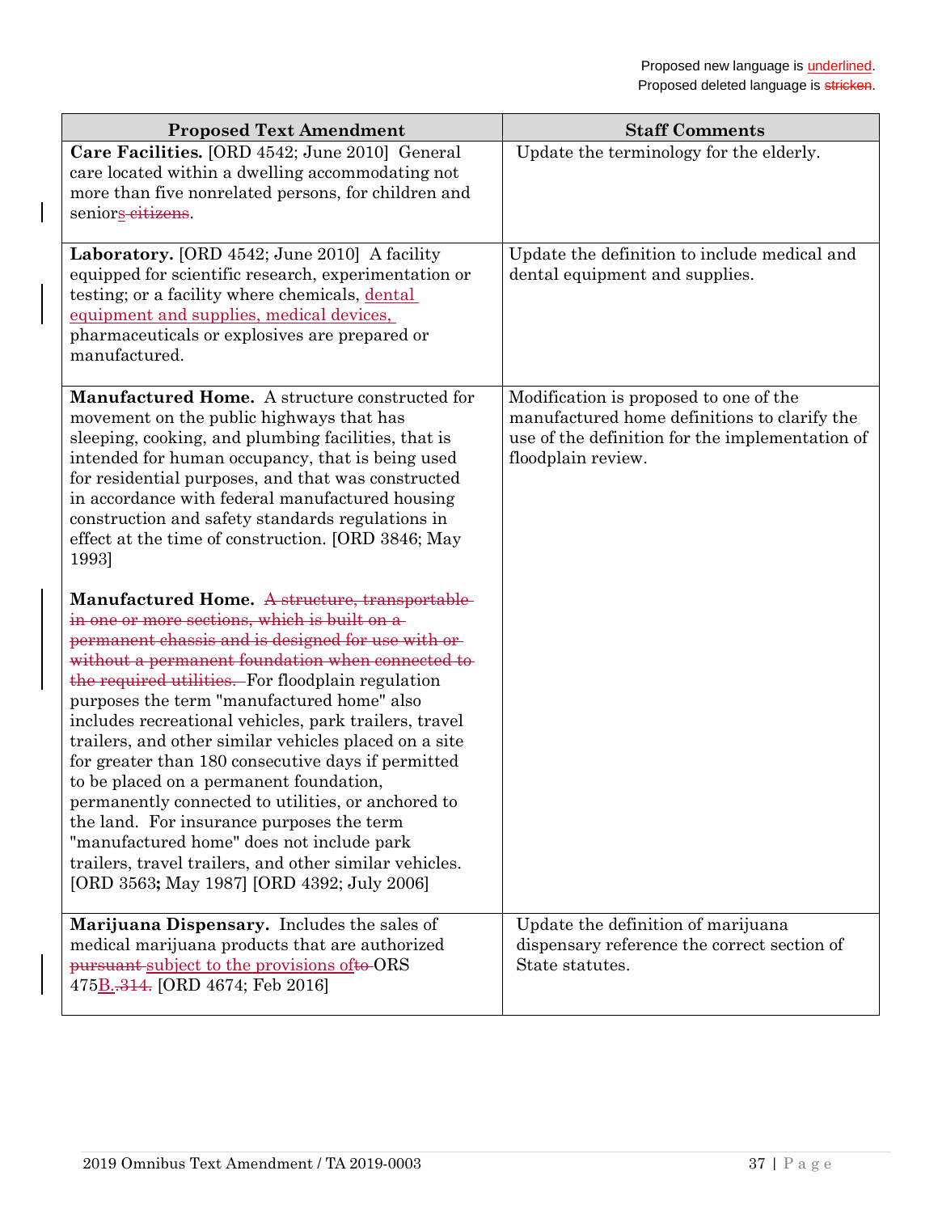Proposed new language is <u>underlined</u>.
Proposed deleted language is ~~stricken~~.

| Proposed Text Amendment | Staff Comments |
|---|---|
| **Care Facilities.** [ORD 4542; June 2010] General care located within a dwelling accommodating not more than five nonrelated persons, for children and senior<u>s</u> ~~citizens~~. | Update the terminology for the elderly. |
| **Laboratory.** [ORD 4542; June 2010] A facility equipped for scientific research, experimentation or testing; or a facility where chemicals, <u>dental equipment and supplies, medical devices,</u> pharmaceuticals or explosives are prepared or manufactured. | Update the definition to include medical and dental equipment and supplies. |
| **Manufactured Home.** A structure constructed for movement on the public highways that has sleeping, cooking, and plumbing facilities, that is intended for human occupancy, that is being used for residential purposes, and that was constructed in accordance with federal manufactured housing construction and safety standards regulations in effect at the time of construction. [ORD 3846; May 1993]<br><br>**Manufactured Home.** ~~A structure, transportable in one or more sections, which is built on a permanent chassis and is designed for use with or without a permanent foundation when connected to the required utilities.~~ For floodplain regulation purposes the term "manufactured home" also includes recreational vehicles, park trailers, travel trailers, and other similar vehicles placed on a site for greater than 180 consecutive days if permitted to be placed on a permanent foundation, permanently connected to utilities, or anchored to the land. For insurance purposes the term "manufactured home" does not include park trailers, travel trailers, and other similar vehicles. [ORD 3563**;** May 1987] [ORD 4392; July 2006] | Modification is proposed to one of the manufactured home definitions to clarify the use of the definition for the implementation of floodplain review. |
| **Marijuana Dispensary.** Includes the sales of medical marijuana products that are authorized ~~pursuant~~ <u>subject to the provisions of</u>~~to~~ ORS 475<u>B.</u>~~.314.~~ [ORD 4674; Feb 2016] | Update the definition of marijuana dispensary reference the correct section of State statutes. |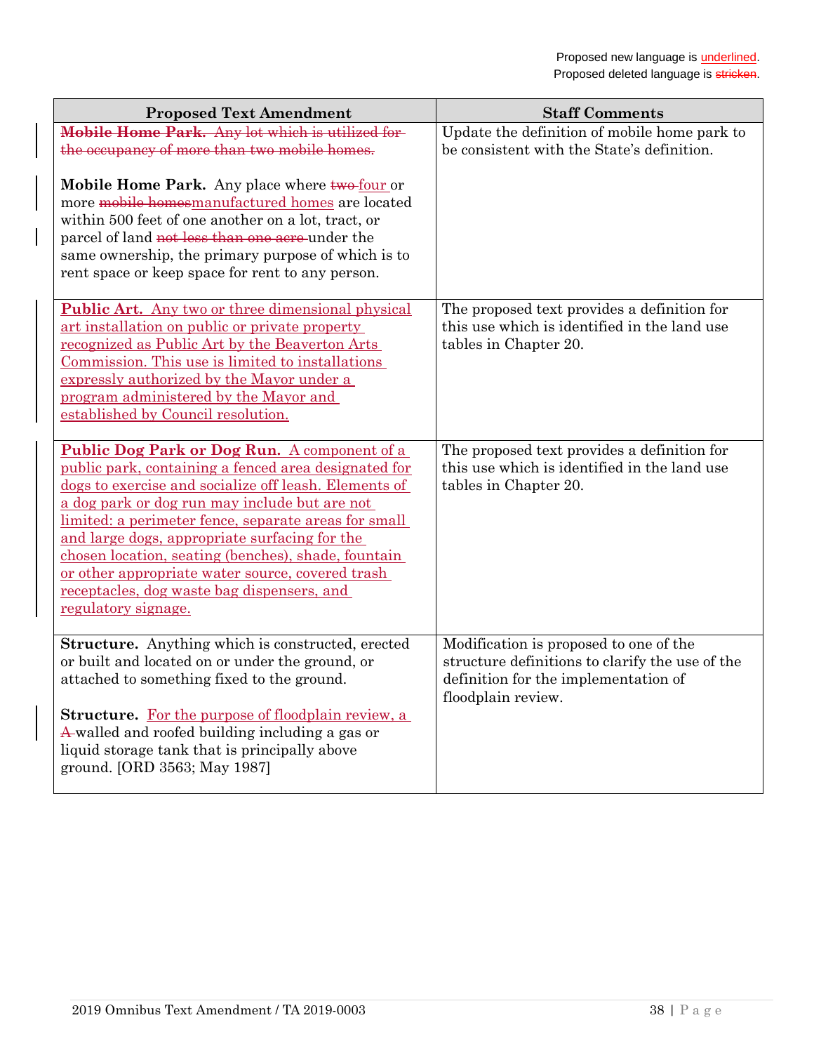Proposed new language is underlined.
Proposed deleted language is ~~stricken~~.

| Proposed Text Amendment | Staff Comments |
|---|---|
| ~~**Mobile Home Park.** Any lot which is utilized for the occupancy of more than two mobile homes.~~<br><br>**Mobile Home Park.** Any place where ~~two~~ four or more ~~mobile homes~~manufactured homes are located within 500 feet of one another on a lot, tract, or parcel of land ~~not less than one acre~~ under the same ownership, the primary purpose of which is to rent space or keep space for rent to any person. | Update the definition of mobile home park to be consistent with the State's definition. |
| **Public Art.** Any two or three dimensional physical art installation on public or private property recognized as Public Art by the Beaverton Arts Commission. This use is limited to installations expressly authorized by the Mayor under a program administered by the Mayor and established by Council resolution. | The proposed text provides a definition for this use which is identified in the land use tables in Chapter 20. |
| **Public Dog Park or Dog Run.** A component of a public park, containing a fenced area designated for dogs to exercise and socialize off leash. Elements of a dog park or dog run may include but are not limited: a perimeter fence, separate areas for small and large dogs, appropriate surfacing for the chosen location, seating (benches), shade, fountain or other appropriate water source, covered trash receptacles, dog waste bag dispensers, and regulatory signage. | The proposed text provides a definition for this use which is identified in the land use tables in Chapter 20. |
| **Structure.** Anything which is constructed, erected or built and located on or under the ground, or attached to something fixed to the ground.<br><br>**Structure.** For the purpose of floodplain review, a ~~A~~ walled and roofed building including a gas or liquid storage tank that is principally above ground. [ORD 3563; May 1987] | Modification is proposed to one of the structure definitions to clarify the use of the definition for the implementation of floodplain review. |